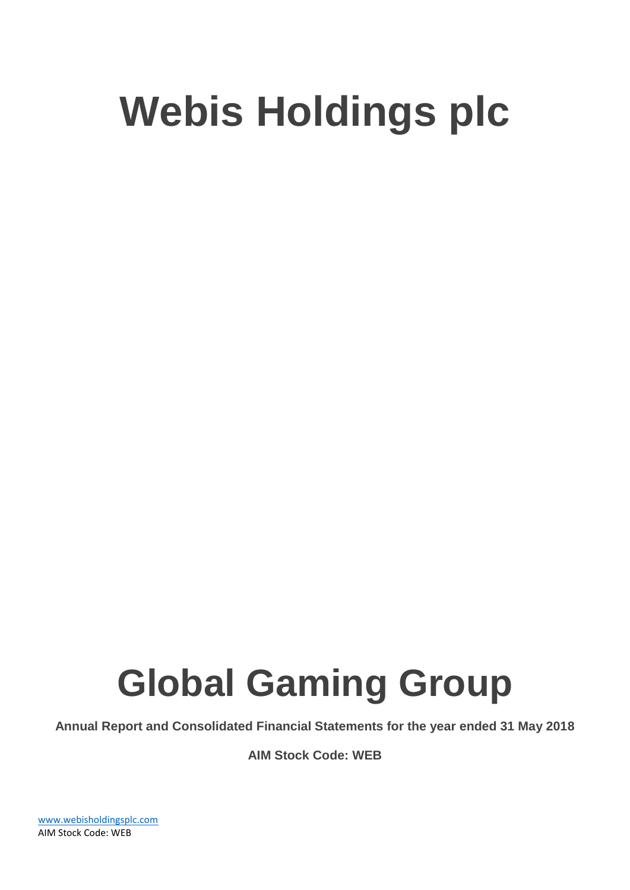# Webis Holdings plc

# Global Gaming Group

**Annual Report and Consolidated Financial Statements for the year ended 31 May 2018**

**AIM Stock Code: WEB**

www.webisholdingsplc.com
AIM Stock Code: WEB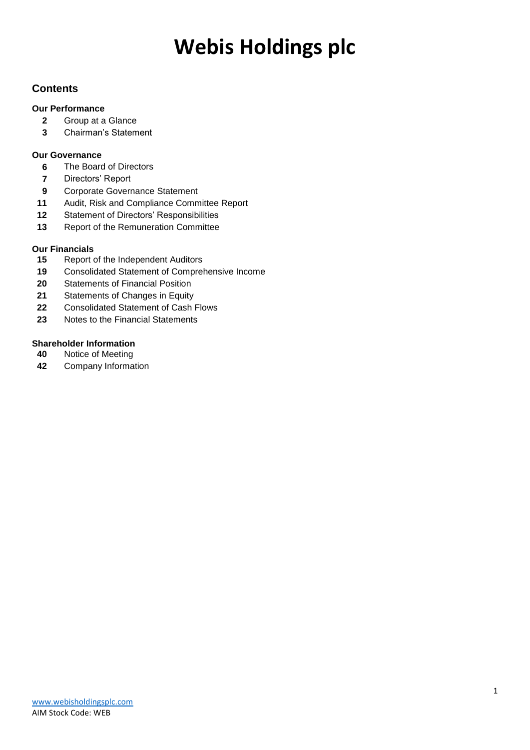# Webis Holdings plc

## Contents

### Our Performance

- **2** Group at a Glance
- **3** Chairman's Statement

### Our Governance

- **6** The Board of Directors
- **7** Directors' Report
- **9** Corporate Governance Statement
- **11** Audit, Risk and Compliance Committee Report
- **12** Statement of Directors' Responsibilities
- **13** Report of the Remuneration Committee

### Our Financials

- **15** Report of the Independent Auditors
- **19** Consolidated Statement of Comprehensive Income
- **20** Statements of Financial Position
- **21** Statements of Changes in Equity
- **22** Consolidated Statement of Cash Flows
- **23** Notes to the Financial Statements

### Shareholder Information

- **40** Notice of Meeting
- **42** Company Information

www.webisholdingsplc.com
AIM Stock Code: WEB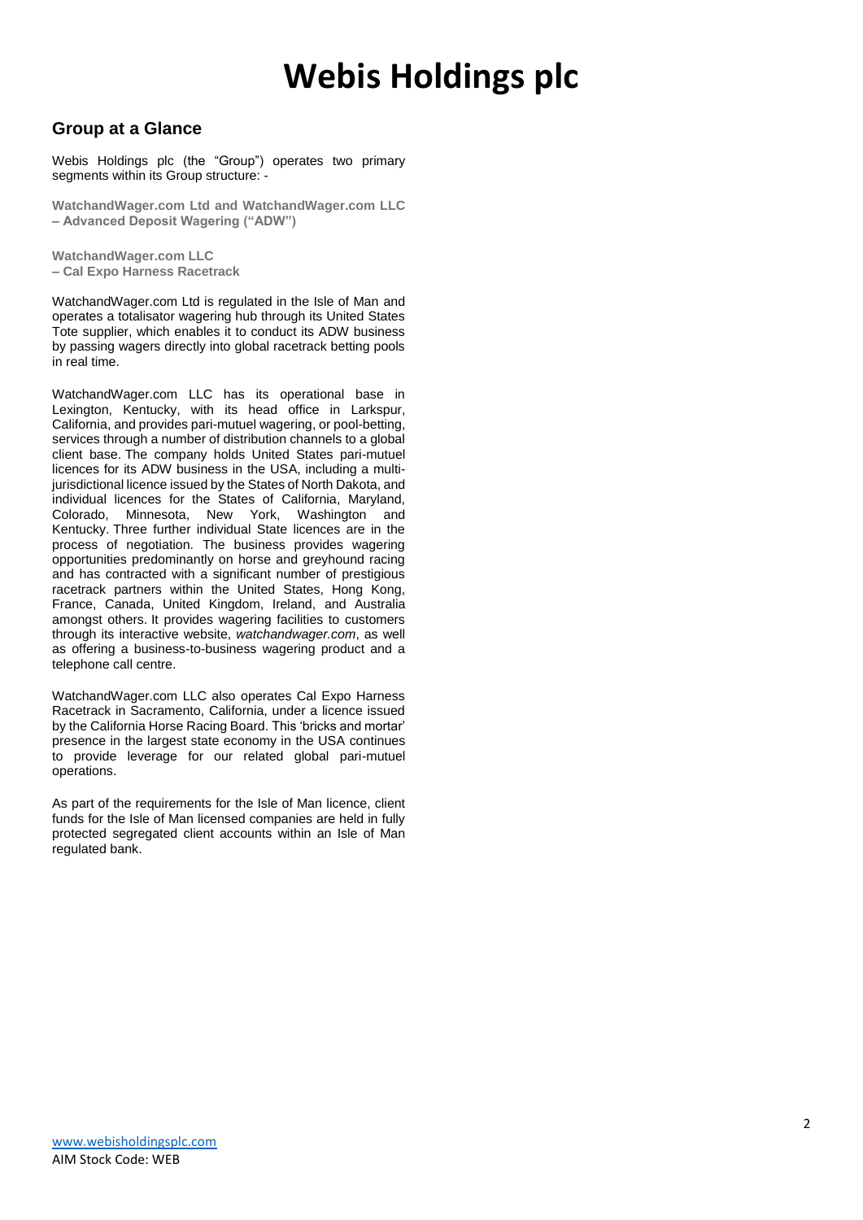# Webis Holdings plc

## Group at a Glance

Webis Holdings plc (the “Group”) operates two primary segments within its Group structure: -

**WatchandWager.com Ltd and WatchandWager.com LLC – Advanced Deposit Wagering (“ADW”)**

**WatchandWager.com LLC – Cal Expo Harness Racetrack**

WatchandWager.com Ltd is regulated in the Isle of Man and operates a totalisator wagering hub through its United States Tote supplier, which enables it to conduct its ADW business by passing wagers directly into global racetrack betting pools in real time.

WatchandWager.com LLC has its operational base in Lexington, Kentucky, with its head office in Larkspur, California, and provides pari-mutuel wagering, or pool-betting, services through a number of distribution channels to a global client base. The company holds United States pari-mutuel licences for its ADW business in the USA, including a multi-jurisdictional licence issued by the States of North Dakota, and individual licences for the States of California, Maryland, Colorado, Minnesota, New York, Washington and Kentucky. Three further individual State licences are in the process of negotiation. The business provides wagering opportunities predominantly on horse and greyhound racing and has contracted with a significant number of prestigious racetrack partners within the United States, Hong Kong, France, Canada, United Kingdom, Ireland, and Australia amongst others. It provides wagering facilities to customers through its interactive website, *watchandwager.com*, as well as offering a business-to-business wagering product and a telephone call centre.

WatchandWager.com LLC also operates Cal Expo Harness Racetrack in Sacramento, California, under a licence issued by the California Horse Racing Board. This ‘bricks and mortar’ presence in the largest state economy in the USA continues to provide leverage for our related global pari-mutuel operations.

As part of the requirements for the Isle of Man licence, client funds for the Isle of Man licensed companies are held in fully protected segregated client accounts within an Isle of Man regulated bank.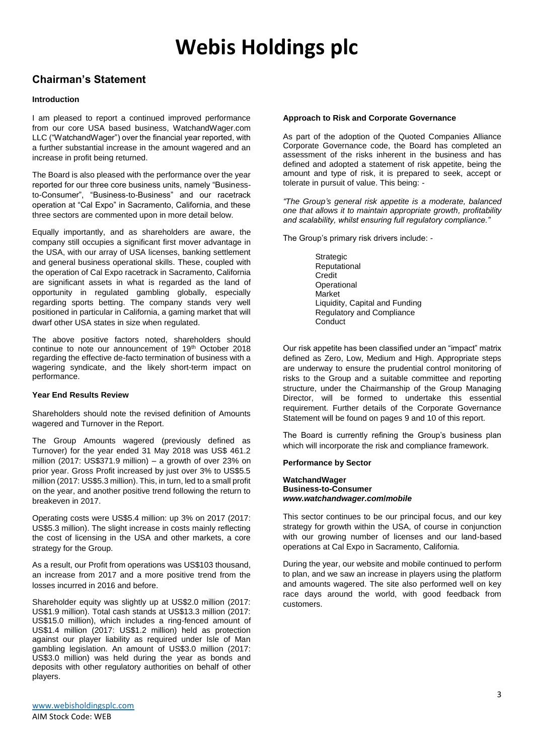# Webis Holdings plc

## Chairman's Statement

### Introduction

I am pleased to report a continued improved performance from our core USA based business, WatchandWager.com LLC ("WatchandWager") over the financial year reported, with a further substantial increase in the amount wagered and an increase in profit being returned.

The Board is also pleased with the performance over the year reported for our three core business units, namely "Business-to-Consumer", "Business-to-Business" and our racetrack operation at "Cal Expo" in Sacramento, California, and these three sectors are commented upon in more detail below.

Equally importantly, and as shareholders are aware, the company still occupies a significant first mover advantage in the USA, with our array of USA licenses, banking settlement and general business operational skills. These, coupled with the operation of Cal Expo racetrack in Sacramento, California are significant assets in what is regarded as the land of opportunity in regulated gambling globally, especially regarding sports betting. The company stands very well positioned in particular in California, a gaming market that will dwarf other USA states in size when regulated.

The above positive factors noted, shareholders should continue to note our announcement of 19th October 2018 regarding the effective de-facto termination of business with a wagering syndicate, and the likely short-term impact on performance.

### Year End Results Review

Shareholders should note the revised definition of Amounts wagered and Turnover in the Report.

The Group Amounts wagered (previously defined as Turnover) for the year ended 31 May 2018 was US$ 461.2 million (2017: US$371.9 million) – a growth of over 23% on prior year. Gross Profit increased by just over 3% to US$5.5 million (2017: US$5.3 million). This, in turn, led to a small profit on the year, and another positive trend following the return to breakeven in 2017.

Operating costs were US$5.4 million: up 3% on 2017 (2017: US$5.3 million). The slight increase in costs mainly reflecting the cost of licensing in the USA and other markets, a core strategy for the Group.

As a result, our Profit from operations was US$103 thousand, an increase from 2017 and a more positive trend from the losses incurred in 2016 and before.

Shareholder equity was slightly up at US$2.0 million (2017: US$1.9 million). Total cash stands at US$13.3 million (2017: US$15.0 million), which includes a ring-fenced amount of US$1.4 million (2017: US$1.2 million) held as protection against our player liability as required under Isle of Man gambling legislation. An amount of US$3.0 million (2017: US$3.0 million) was held during the year as bonds and deposits with other regulatory authorities on behalf of other players.

### Approach to Risk and Corporate Governance

As part of the adoption of the Quoted Companies Alliance Corporate Governance code, the Board has completed an assessment of the risks inherent in the business and has defined and adopted a statement of risk appetite, being the amount and type of risk, it is prepared to seek, accept or tolerate in pursuit of value. This being: -

*"The Group's general risk appetite is a moderate, balanced one that allows it to maintain appropriate growth, profitability and scalability, whilst ensuring full regulatory compliance."*

The Group's primary risk drivers include: -

- Strategic
- Reputational
- Credit
- Operational
- Market
- Liquidity, Capital and Funding
- Regulatory and Compliance
- Conduct

Our risk appetite has been classified under an "impact" matrix defined as Zero, Low, Medium and High. Appropriate steps are underway to ensure the prudential control monitoring of risks to the Group and a suitable committee and reporting structure, under the Chairmanship of the Group Managing Director, will be formed to undertake this essential requirement. Further details of the Corporate Governance Statement will be found on pages 9 and 10 of this report.

The Board is currently refining the Group's business plan which will incorporate the risk and compliance framework.

### Performance by Sector

**WatchandWager**
**Business-to-Consumer**
***www.watchandwager.com/mobile***

This sector continues to be our principal focus, and our key strategy for growth within the USA, of course in conjunction with our growing number of licenses and our land-based operations at Cal Expo in Sacramento, California.

During the year, our website and mobile continued to perform to plan, and we saw an increase in players using the platform and amounts wagered. The site also performed well on key race days around the world, with good feedback from customers.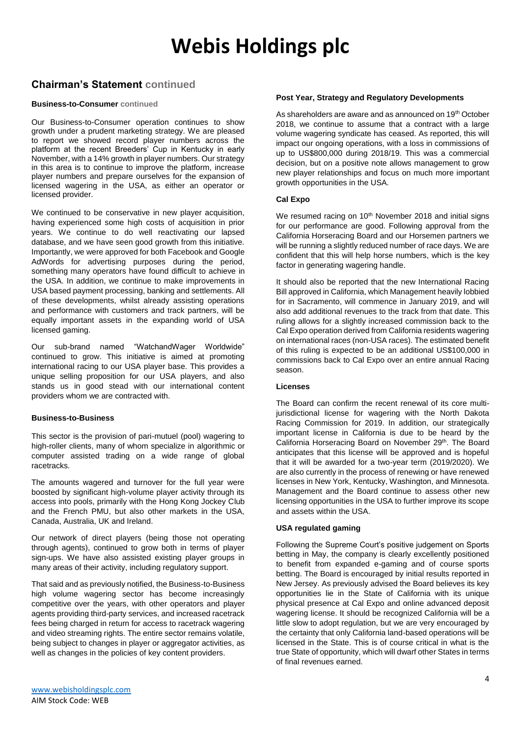## Chairman's Statement continued

### Business-to-Consumer continued

Our Business-to-Consumer operation continues to show growth under a prudent marketing strategy. We are pleased to report we showed record player numbers across the platform at the recent Breeders' Cup in Kentucky in early November, with a 14% growth in player numbers. Our strategy in this area is to continue to improve the platform, increase player numbers and prepare ourselves for the expansion of licensed wagering in the USA, as either an operator or licensed provider.

We continued to be conservative in new player acquisition, having experienced some high costs of acquisition in prior years. We continue to do well reactivating our lapsed database, and we have seen good growth from this initiative. Importantly, we were approved for both Facebook and Google AdWords for advertising purposes during the period, something many operators have found difficult to achieve in the USA. In addition, we continue to make improvements in USA based payment processing, banking and settlements. All of these developments, whilst already assisting operations and performance with customers and track partners, will be equally important assets in the expanding world of USA licensed gaming.

Our sub-brand named "WatchandWager Worldwide" continued to grow. This initiative is aimed at promoting international racing to our USA player base. This provides a unique selling proposition for our USA players, and also stands us in good stead with our international content providers whom we are contracted with.

### Business-to-Business

This sector is the provision of pari-mutuel (pool) wagering to high-roller clients, many of whom specialize in algorithmic or computer assisted trading on a wide range of global racetracks.

The amounts wagered and turnover for the full year were boosted by significant high-volume player activity through its access into pools, primarily with the Hong Kong Jockey Club and the French PMU, but also other markets in the USA, Canada, Australia, UK and Ireland.

Our network of direct players (being those not operating through agents), continued to grow both in terms of player sign-ups. We have also assisted existing player groups in many areas of their activity, including regulatory support.

That said and as previously notified, the Business-to-Business high volume wagering sector has become increasingly competitive over the years, with other operators and player agents providing third-party services, and increased racetrack fees being charged in return for access to racetrack wagering and video streaming rights. The entire sector remains volatile, being subject to changes in player or aggregator activities, as well as changes in the policies of key content providers.

### Post Year, Strategy and Regulatory Developments

As shareholders are aware and as announced on 19th October 2018, we continue to assume that a contract with a large volume wagering syndicate has ceased. As reported, this will impact our ongoing operations, with a loss in commissions of up to US$800,000 during 2018/19. This was a commercial decision, but on a positive note allows management to grow new player relationships and focus on much more important growth opportunities in the USA.

### Cal Expo

We resumed racing on 10th November 2018 and initial signs for our performance are good. Following approval from the California Horseracing Board and our Horsemen partners we will be running a slightly reduced number of race days. We are confident that this will help horse numbers, which is the key factor in generating wagering handle.

It should also be reported that the new International Racing Bill approved in California, which Management heavily lobbied for in Sacramento, will commence in January 2019, and will also add additional revenues to the track from that date. This ruling allows for a slightly increased commission back to the Cal Expo operation derived from California residents wagering on international races (non-USA races). The estimated benefit of this ruling is expected to be an additional US$100,000 in commissions back to Cal Expo over an entire annual Racing season.

### Licenses

The Board can confirm the recent renewal of its core multi-jurisdictional license for wagering with the North Dakota Racing Commission for 2019. In addition, our strategically important license in California is due to be heard by the California Horseracing Board on November 29th. The Board anticipates that this license will be approved and is hopeful that it will be awarded for a two-year term (2019/2020). We are also currently in the process of renewing or have renewed licenses in New York, Kentucky, Washington, and Minnesota. Management and the Board continue to assess other new licensing opportunities in the USA to further improve its scope and assets within the USA.

### USA regulated gaming

Following the Supreme Court's positive judgement on Sports betting in May, the company is clearly excellently positioned to benefit from expanded e-gaming and of course sports betting. The Board is encouraged by initial results reported in New Jersey. As previously advised the Board believes its key opportunities lie in the State of California with its unique physical presence at Cal Expo and online advanced deposit wagering license. It should be recognized California will be a little slow to adopt regulation, but we are very encouraged by the certainty that only California land-based operations will be licensed in the State. This is of course critical in what is the true State of opportunity, which will dwarf other States in terms of final revenues earned.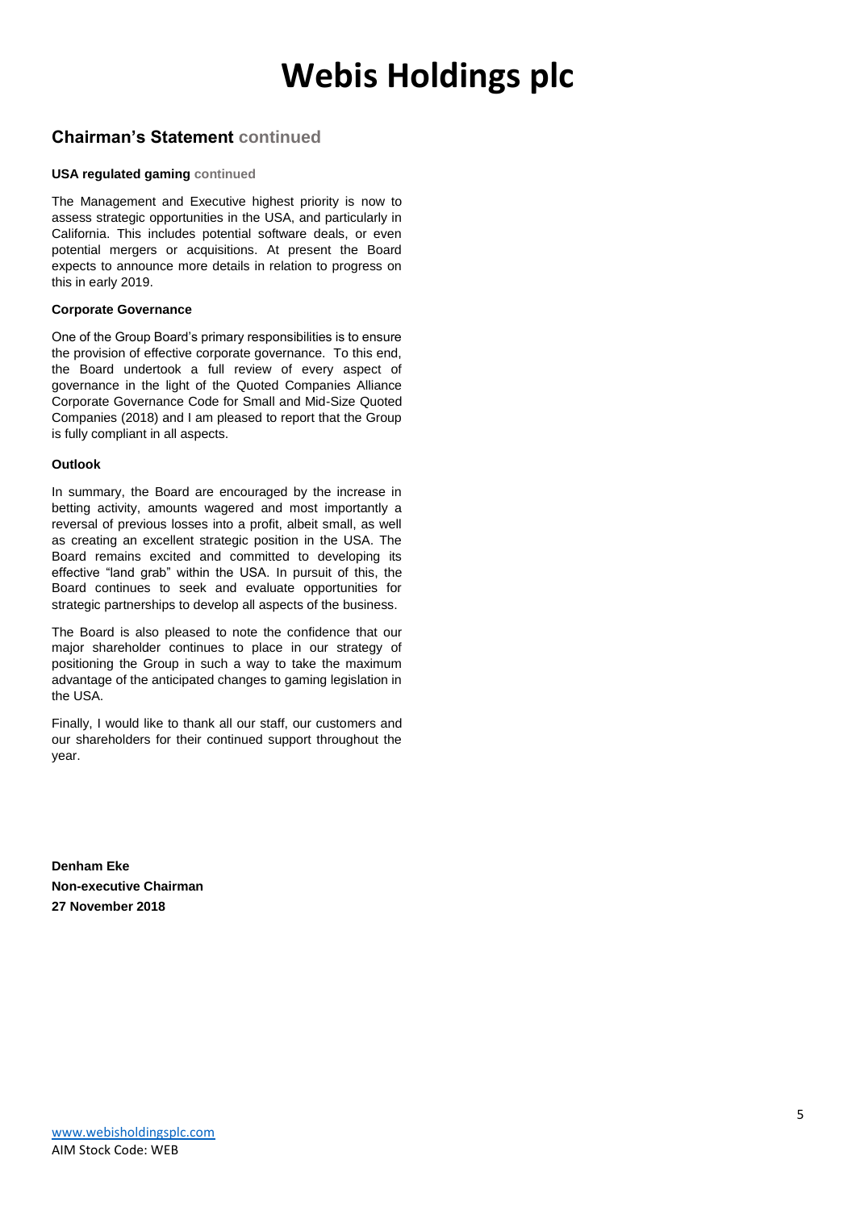## Chairman's Statement continued

#### USA regulated gaming continued

The Management and Executive highest priority is now to assess strategic opportunities in the USA, and particularly in California. This includes potential software deals, or even potential mergers or acquisitions. At present the Board expects to announce more details in relation to progress on this in early 2019.

#### Corporate Governance

One of the Group Board's primary responsibilities is to ensure the provision of effective corporate governance. To this end, the Board undertook a full review of every aspect of governance in the light of the Quoted Companies Alliance Corporate Governance Code for Small and Mid-Size Quoted Companies (2018) and I am pleased to report that the Group is fully compliant in all aspects.

#### Outlook

In summary, the Board are encouraged by the increase in betting activity, amounts wagered and most importantly a reversal of previous losses into a profit, albeit small, as well as creating an excellent strategic position in the USA. The Board remains excited and committed to developing its effective "land grab" within the USA. In pursuit of this, the Board continues to seek and evaluate opportunities for strategic partnerships to develop all aspects of the business.

The Board is also pleased to note the confidence that our major shareholder continues to place in our strategy of positioning the Group in such a way to take the maximum advantage of the anticipated changes to gaming legislation in the USA.

Finally, I would like to thank all our staff, our customers and our shareholders for their continued support throughout the year.

**Denham Eke**
**Non-executive Chairman**
**27 November 2018**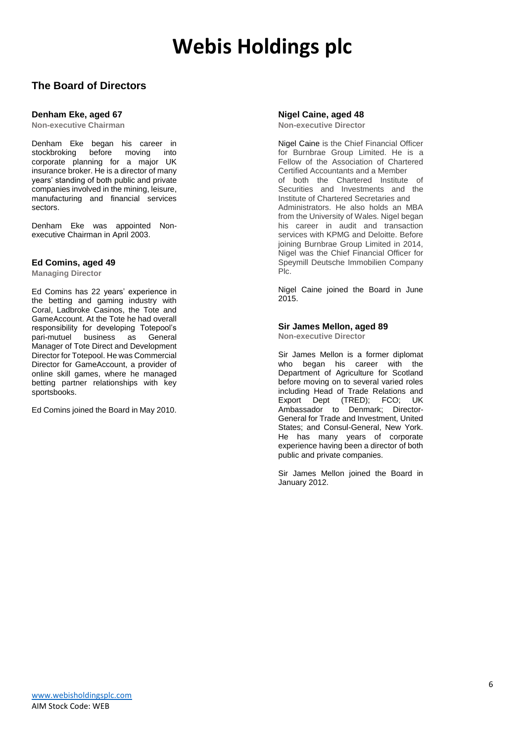# Webis Holdings plc

## The Board of Directors

### Denham Eke, aged 67

**Non-executive Chairman**

Denham Eke began his career in stockbroking before moving into corporate planning for a major UK insurance broker. He is a director of many years' standing of both public and private companies involved in the mining, leisure, manufacturing and financial services sectors.

Denham Eke was appointed Non-executive Chairman in April 2003.

### Ed Comins, aged 49

**Managing Director**

Ed Comins has 22 years' experience in the betting and gaming industry with Coral, Ladbroke Casinos, the Tote and GameAccount. At the Tote he had overall responsibility for developing Totepool's pari-mutuel business as General Manager of Tote Direct and Development Director for Totepool. He was Commercial Director for GameAccount, a provider of online skill games, where he managed betting partner relationships with key sportsbooks.

Ed Comins joined the Board in May 2010.

### Nigel Caine, aged 48

**Non-executive Director**

Nigel Caine is the Chief Financial Officer for Burnbrae Group Limited. He is a Fellow of the Association of Chartered Certified Accountants and a Member of both the Chartered Institute of Securities and Investments and the Institute of Chartered Secretaries and Administrators. He also holds an MBA from the University of Wales. Nigel began his career in audit and transaction services with KPMG and Deloitte. Before joining Burnbrae Group Limited in 2014, Nigel was the Chief Financial Officer for Speymill Deutsche Immobilien Company Plc.

Nigel Caine joined the Board in June 2015.

### Sir James Mellon, aged 89

**Non-executive Director**

Sir James Mellon is a former diplomat who began his career with the Department of Agriculture for Scotland before moving on to several varied roles including Head of Trade Relations and Export Dept (TRED); FCO; UK Ambassador to Denmark; Director-General for Trade and Investment, United States; and Consul-General, New York. He has many years of corporate experience having been a director of both public and private companies.

Sir James Mellon joined the Board in January 2012.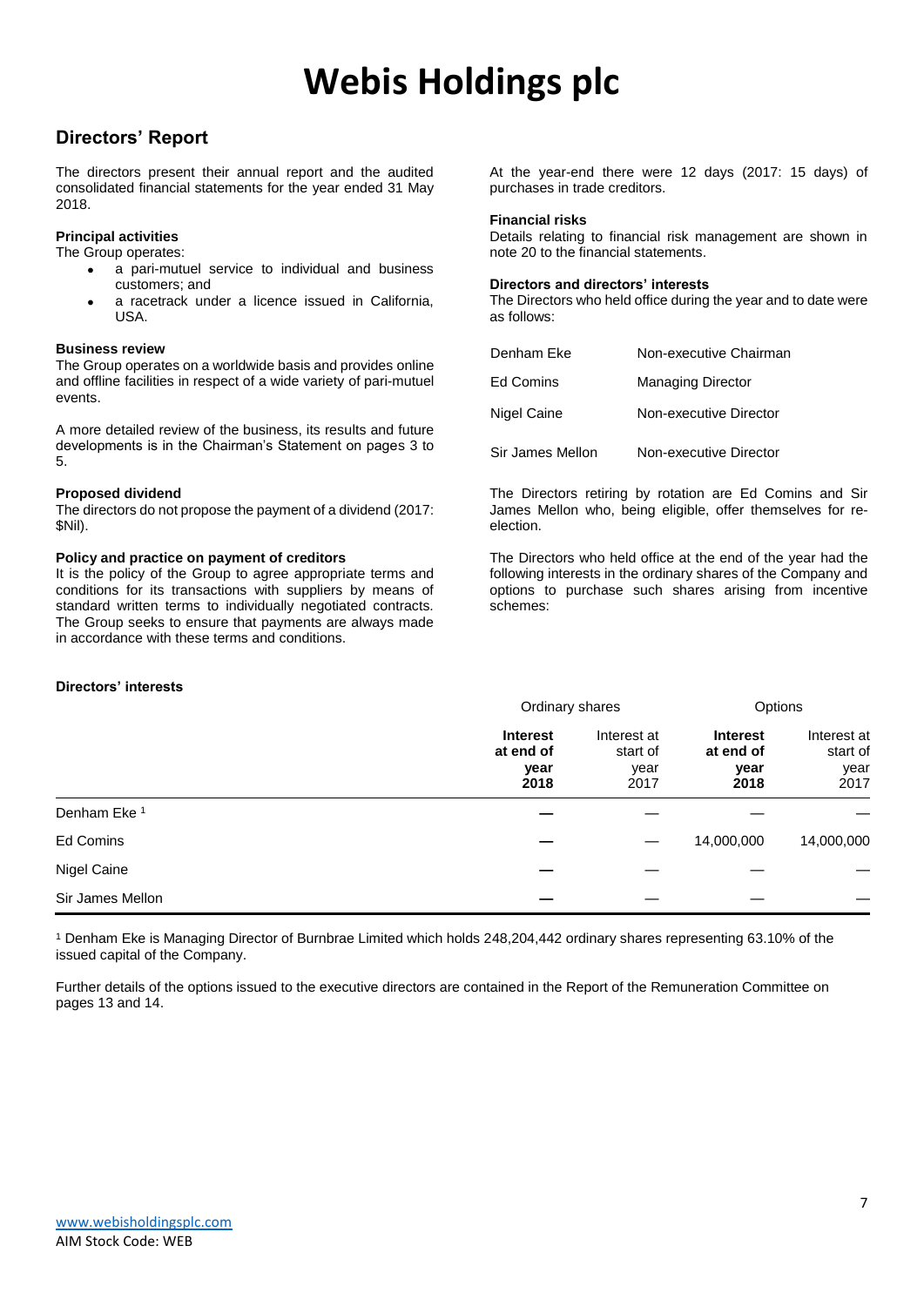# Webis Holdings plc

## Directors' Report

The directors present their annual report and the audited consolidated financial statements for the year ended 31 May 2018.

### Principal activities

The Group operates:

- a pari-mutuel service to individual and business customers; and
- a racetrack under a licence issued in California, USA.

### Business review

The Group operates on a worldwide basis and provides online and offline facilities in respect of a wide variety of pari-mutuel events.

A more detailed review of the business, its results and future developments is in the Chairman's Statement on pages 3 to 5.

### Proposed dividend

The directors do not propose the payment of a dividend (2017: $Nil).

### Policy and practice on payment of creditors

It is the policy of the Group to agree appropriate terms and conditions for its transactions with suppliers by means of standard written terms to individually negotiated contracts. The Group seeks to ensure that payments are always made in accordance with these terms and conditions.

At the year-end there were 12 days (2017: 15 days) of purchases in trade creditors.

### Financial risks

Details relating to financial risk management are shown in note 20 to the financial statements.

### Directors and directors' interests

The Directors who held office during the year and to date were as follows:

| | |
|---|---|
| Denham Eke | Non-executive Chairman |
| Ed Comins | Managing Director |
| Nigel Caine | Non-executive Director |
| Sir James Mellon | Non-executive Director |

The Directors retiring by rotation are Ed Comins and Sir James Mellon who, being eligible, offer themselves for re-election.

The Directors who held office at the end of the year had the following interests in the ordinary shares of the Company and options to purchase such shares arising from incentive schemes:

### Directors' interests

| | Ordinary shares | | Options | |
|---|---|---|---|---|
| | **Interest at end of year 2018** | Interest at start of year 2017 | **Interest at end of year 2018** | Interest at start of year 2017 |
| Denham Eke [1] | **—** | — | — | — |
| Ed Comins | **—** | — | 14,000,000 | 14,000,000 |
| Nigel Caine | **—** | — | — | — |
| Sir James Mellon | **—** | — | — | — |

[1] Denham Eke is Managing Director of Burnbrae Limited which holds 248,204,442 ordinary shares representing 63.10% of the issued capital of the Company.

Further details of the options issued to the executive directors are contained in the Report of the Remuneration Committee on pages 13 and 14.

www.webisholdingsplc.com
AIM Stock Code: WEB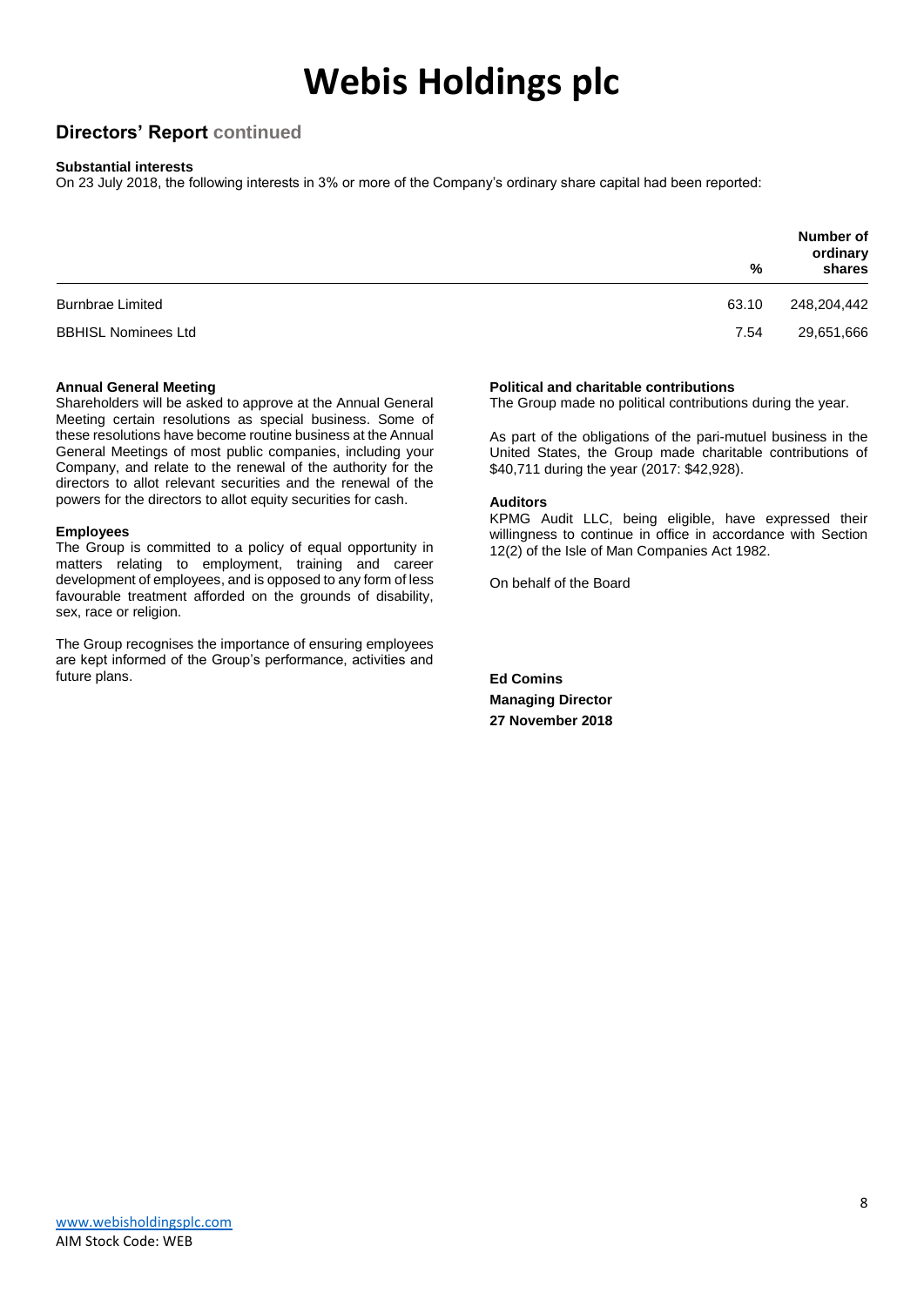## Directors' Report continued

**Substantial interests**

On 23 July 2018, the following interests in 3% or more of the Company's ordinary share capital had been reported:

| | % | Number of ordinary shares |
|---|---|---|
| Burnbrae Limited | 63.10 | 248,204,442 |
| BBHISL Nominees Ltd | 7.54 | 29,651,666 |

**Annual General Meeting**

Shareholders will be asked to approve at the Annual General Meeting certain resolutions as special business. Some of these resolutions have become routine business at the Annual General Meetings of most public companies, including your Company, and relate to the renewal of the authority for the directors to allot relevant securities and the renewal of the powers for the directors to allot equity securities for cash.

**Employees**

The Group is committed to a policy of equal opportunity in matters relating to employment, training and career development of employees, and is opposed to any form of less favourable treatment afforded on the grounds of disability, sex, race or religion.

The Group recognises the importance of ensuring employees are kept informed of the Group's performance, activities and future plans.

**Political and charitable contributions**

The Group made no political contributions during the year.

As part of the obligations of the pari-mutuel business in the United States, the Group made charitable contributions of $40,711 during the year (2017: $42,928).

**Auditors**

KPMG Audit LLC, being eligible, have expressed their willingness to continue in office in accordance with Section 12(2) of the Isle of Man Companies Act 1982.

On behalf of the Board

**Ed Comins**
**Managing Director**
**27 November 2018**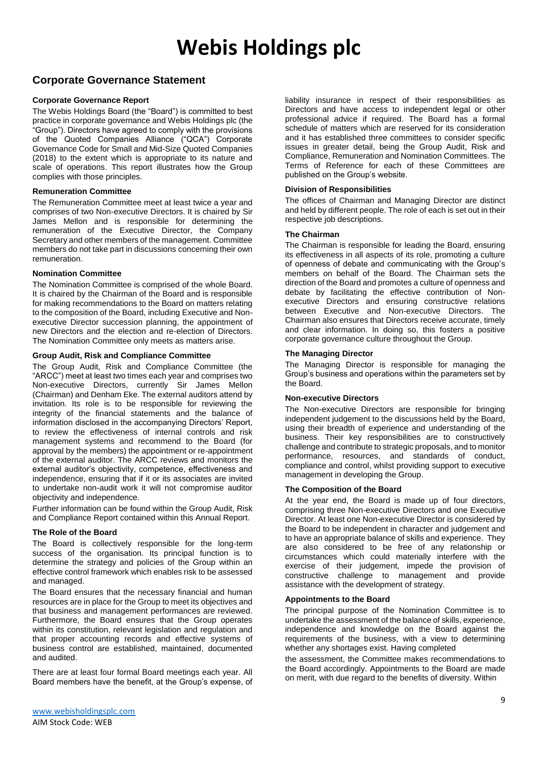# Webis Holdings plc

## Corporate Governance Statement

### Corporate Governance Report

The Webis Holdings Board (the "Board") is committed to best practice in corporate governance and Webis Holdings plc (the "Group"). Directors have agreed to comply with the provisions of the Quoted Companies Alliance ("QCA") Corporate Governance Code for Small and Mid-Size Quoted Companies (2018) to the extent which is appropriate to its nature and scale of operations. This report illustrates how the Group complies with those principles.

### Remuneration Committee

The Remuneration Committee meet at least twice a year and comprises of two Non-executive Directors. It is chaired by Sir James Mellon and is responsible for determining the remuneration of the Executive Director, the Company Secretary and other members of the management. Committee members do not take part in discussions concerning their own remuneration.

### Nomination Committee

The Nomination Committee is comprised of the whole Board. It is chaired by the Chairman of the Board and is responsible for making recommendations to the Board on matters relating to the composition of the Board, including Executive and Non-executive Director succession planning, the appointment of new Directors and the election and re-election of Directors. The Nomination Committee only meets as matters arise.

### Group Audit, Risk and Compliance Committee

The Group Audit, Risk and Compliance Committee (the "ARCC") meet at least two times each year and comprises two Non-executive Directors, currently Sir James Mellon (Chairman) and Denham Eke. The external auditors attend by invitation. Its role is to be responsible for reviewing the integrity of the financial statements and the balance of information disclosed in the accompanying Directors' Report, to review the effectiveness of internal controls and risk management systems and recommend to the Board (for approval by the members) the appointment or re-appointment of the external auditor. The ARCC reviews and monitors the external auditor's objectivity, competence, effectiveness and independence, ensuring that if it or its associates are invited to undertake non-audit work it will not compromise auditor objectivity and independence.

Further information can be found within the Group Audit, Risk and Compliance Report contained within this Annual Report.

### The Role of the Board

The Board is collectively responsible for the long-term success of the organisation. Its principal function is to determine the strategy and policies of the Group within an effective control framework which enables risk to be assessed and managed.

The Board ensures that the necessary financial and human resources are in place for the Group to meet its objectives and that business and management performances are reviewed. Furthermore, the Board ensures that the Group operates within its constitution, relevant legislation and regulation and that proper accounting records and effective systems of business control are established, maintained, documented and audited.

There are at least four formal Board meetings each year. All Board members have the benefit, at the Group's expense, of liability insurance in respect of their responsibilities as Directors and have access to independent legal or other professional advice if required. The Board has a formal schedule of matters which are reserved for its consideration and it has established three committees to consider specific issues in greater detail, being the Group Audit, Risk and Compliance, Remuneration and Nomination Committees. The Terms of Reference for each of these Committees are published on the Group's website.

### Division of Responsibilities

The offices of Chairman and Managing Director are distinct and held by different people. The role of each is set out in their respective job descriptions.

### The Chairman

The Chairman is responsible for leading the Board, ensuring its effectiveness in all aspects of its role, promoting a culture of openness of debate and communicating with the Group's members on behalf of the Board. The Chairman sets the direction of the Board and promotes a culture of openness and debate by facilitating the effective contribution of Non-executive Directors and ensuring constructive relations between Executive and Non-executive Directors. The Chairman also ensures that Directors receive accurate, timely and clear information. In doing so, this fosters a positive corporate governance culture throughout the Group.

### The Managing Director

The Managing Director is responsible for managing the Group's business and operations within the parameters set by the Board.

### Non-executive Directors

The Non-executive Directors are responsible for bringing independent judgement to the discussions held by the Board, using their breadth of experience and understanding of the business. Their key responsibilities are to constructively challenge and contribute to strategic proposals, and to monitor performance, resources, and standards of conduct, compliance and control, whilst providing support to executive management in developing the Group.

### The Composition of the Board

At the year end, the Board is made up of four directors, comprising three Non-executive Directors and one Executive Director. At least one Non-executive Director is considered by the Board to be independent in character and judgement and to have an appropriate balance of skills and experience. They are also considered to be free of any relationship or circumstances which could materially interfere with the exercise of their judgement, impede the provision of constructive challenge to management and provide assistance with the development of strategy.

### Appointments to the Board

The principal purpose of the Nomination Committee is to undertake the assessment of the balance of skills, experience, independence and knowledge on the Board against the requirements of the business, with a view to determining whether any shortages exist. Having completed the assessment, the Committee makes recommendations to the Board accordingly. Appointments to the Board are made on merit, with due regard to the benefits of diversity. Within

www.webisholdingsplc.com
AIM Stock Code: WEB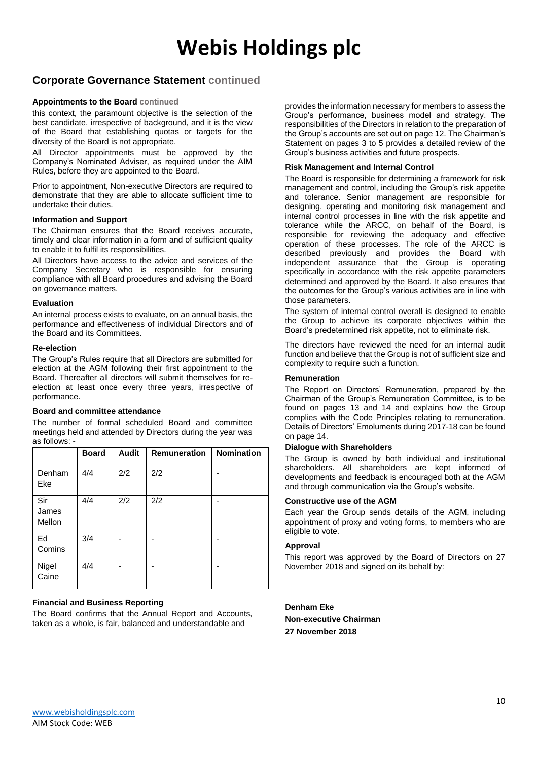# Corporate Governance Statement continued

### Appointments to the Board continued

this context, the paramount objective is the selection of the best candidate, irrespective of background, and it is the view of the Board that establishing quotas or targets for the diversity of the Board is not appropriate.

All Director appointments must be approved by the Company's Nominated Adviser, as required under the AIM Rules, before they are appointed to the Board.

Prior to appointment, Non-executive Directors are required to demonstrate that they are able to allocate sufficient time to undertake their duties.

### Information and Support

The Chairman ensures that the Board receives accurate, timely and clear information in a form and of sufficient quality to enable it to fulfil its responsibilities.

All Directors have access to the advice and services of the Company Secretary who is responsible for ensuring compliance with all Board procedures and advising the Board on governance matters.

### Evaluation

An internal process exists to evaluate, on an annual basis, the performance and effectiveness of individual Directors and of the Board and its Committees.

### Re-election

The Group's Rules require that all Directors are submitted for election at the AGM following their first appointment to the Board. Thereafter all directors will submit themselves for re-election at least once every three years, irrespective of performance.

### Board and committee attendance

The number of formal scheduled Board and committee meetings held and attended by Directors during the year was as follows: -

| | Board | Audit | Remuneration | Nomination |
|---|---|---|---|---|
| Denham Eke | 4/4 | 2/2 | 2/2 | - |
| Sir James Mellon | 4/4 | 2/2 | 2/2 | - |
| Ed Comins | 3/4 | - | - | - |
| Nigel Caine | 4/4 | - | - | - |

### Financial and Business Reporting

The Board confirms that the Annual Report and Accounts, taken as a whole, is fair, balanced and understandable and provides the information necessary for members to assess the Group's performance, business model and strategy. The responsibilities of the Directors in relation to the preparation of the Group's accounts are set out on page 12. The Chairman's Statement on pages 3 to 5 provides a detailed review of the Group's business activities and future prospects.

### Risk Management and Internal Control

The Board is responsible for determining a framework for risk management and control, including the Group's risk appetite and tolerance. Senior management are responsible for designing, operating and monitoring risk management and internal control processes in line with the risk appetite and tolerance while the ARCC, on behalf of the Board, is responsible for reviewing the adequacy and effective operation of these processes. The role of the ARCC is described previously and provides the Board with independent assurance that the Group is operating specifically in accordance with the risk appetite parameters determined and approved by the Board. It also ensures that the outcomes for the Group's various activities are in line with those parameters.

The system of internal control overall is designed to enable the Group to achieve its corporate objectives within the Board's predetermined risk appetite, not to eliminate risk.

The directors have reviewed the need for an internal audit function and believe that the Group is not of sufficient size and complexity to require such a function.

### Remuneration

The Report on Directors' Remuneration, prepared by the Chairman of the Group's Remuneration Committee, is to be found on pages 13 and 14 and explains how the Group complies with the Code Principles relating to remuneration. Details of Directors' Emoluments during 2017-18 can be found on page 14.

### Dialogue with Shareholders

The Group is owned by both individual and institutional shareholders. All shareholders are kept informed of developments and feedback is encouraged both at the AGM and through communication via the Group's website.

### Constructive use of the AGM

Each year the Group sends details of the AGM, including appointment of proxy and voting forms, to members who are eligible to vote.

### Approval

This report was approved by the Board of Directors on 27 November 2018 and signed on its behalf by:

**Denham Eke**
**Non-executive Chairman**
**27 November 2018**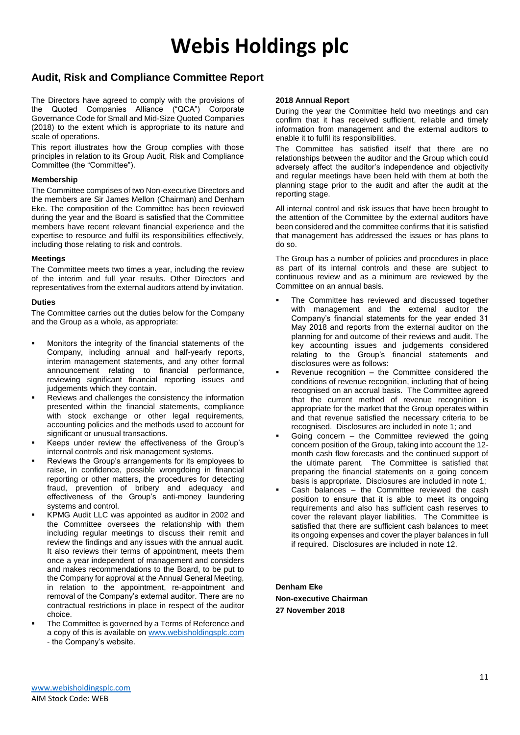# Webis Holdings plc

## Audit, Risk and Compliance Committee Report

The Directors have agreed to comply with the provisions of the Quoted Companies Alliance ("QCA") Corporate Governance Code for Small and Mid-Size Quoted Companies (2018) to the extent which is appropriate to its nature and scale of operations.

This report illustrates how the Group complies with those principles in relation to its Group Audit, Risk and Compliance Committee (the "Committee").

### Membership

The Committee comprises of two Non-executive Directors and the members are Sir James Mellon (Chairman) and Denham Eke. The composition of the Committee has been reviewed during the year and the Board is satisfied that the Committee members have recent relevant financial experience and the expertise to resource and fulfil its responsibilities effectively, including those relating to risk and controls.

### Meetings

The Committee meets two times a year, including the review of the interim and full year results. Other Directors and representatives from the external auditors attend by invitation.

### Duties

The Committee carries out the duties below for the Company and the Group as a whole, as appropriate:

- Monitors the integrity of the financial statements of the Company, including annual and half-yearly reports, interim management statements, and any other formal announcement relating to financial performance, reviewing significant financial reporting issues and judgements which they contain.
- Reviews and challenges the consistency the information presented within the financial statements, compliance with stock exchange or other legal requirements, accounting policies and the methods used to account for significant or unusual transactions.
- Keeps under review the effectiveness of the Group's internal controls and risk management systems.
- Reviews the Group's arrangements for its employees to raise, in confidence, possible wrongdoing in financial reporting or other matters, the procedures for detecting fraud, prevention of bribery and adequacy and effectiveness of the Group's anti-money laundering systems and control.
- KPMG Audit LLC was appointed as auditor in 2002 and the Committee oversees the relationship with them including regular meetings to discuss their remit and review the findings and any issues with the annual audit. It also reviews their terms of appointment, meets them once a year independent of management and considers and makes recommendations to the Board, to be put to the Company for approval at the Annual General Meeting, in relation to the appointment, re-appointment and removal of the Company's external auditor. There are no contractual restrictions in place in respect of the auditor choice.
- The Committee is governed by a Terms of Reference and a copy of this is available on www.webisholdingsplc.com - the Company's website.

### 2018 Annual Report

During the year the Committee held two meetings and can confirm that it has received sufficient, reliable and timely information from management and the external auditors to enable it to fulfil its responsibilities.

The Committee has satisfied itself that there are no relationships between the auditor and the Group which could adversely affect the auditor's independence and objectivity and regular meetings have been held with them at both the planning stage prior to the audit and after the audit at the reporting stage.

All internal control and risk issues that have been brought to the attention of the Committee by the external auditors have been considered and the committee confirms that it is satisfied that management has addressed the issues or has plans to do so.

The Group has a number of policies and procedures in place as part of its internal controls and these are subject to continuous review and as a minimum are reviewed by the Committee on an annual basis.

- The Committee has reviewed and discussed together with management and the external auditor the Company's financial statements for the year ended 31 May 2018 and reports from the external auditor on the planning for and outcome of their reviews and audit. The key accounting issues and judgements considered relating to the Group's financial statements and disclosures were as follows:
- Revenue recognition – the Committee considered the conditions of revenue recognition, including that of being recognised on an accrual basis. The Committee agreed that the current method of revenue recognition is appropriate for the market that the Group operates within and that revenue satisfied the necessary criteria to be recognised. Disclosures are included in note 1; and
- Going concern – the Committee reviewed the going concern position of the Group, taking into account the 12-month cash flow forecasts and the continued support of the ultimate parent. The Committee is satisfied that preparing the financial statements on a going concern basis is appropriate. Disclosures are included in note 1;
- Cash balances – the Committee reviewed the cash position to ensure that it is able to meet its ongoing requirements and also has sufficient cash reserves to cover the relevant player liabilities. The Committee is satisfied that there are sufficient cash balances to meet its ongoing expenses and cover the player balances in full if required. Disclosures are included in note 12.

**Denham Eke**
**Non-executive Chairman**
**27 November 2018**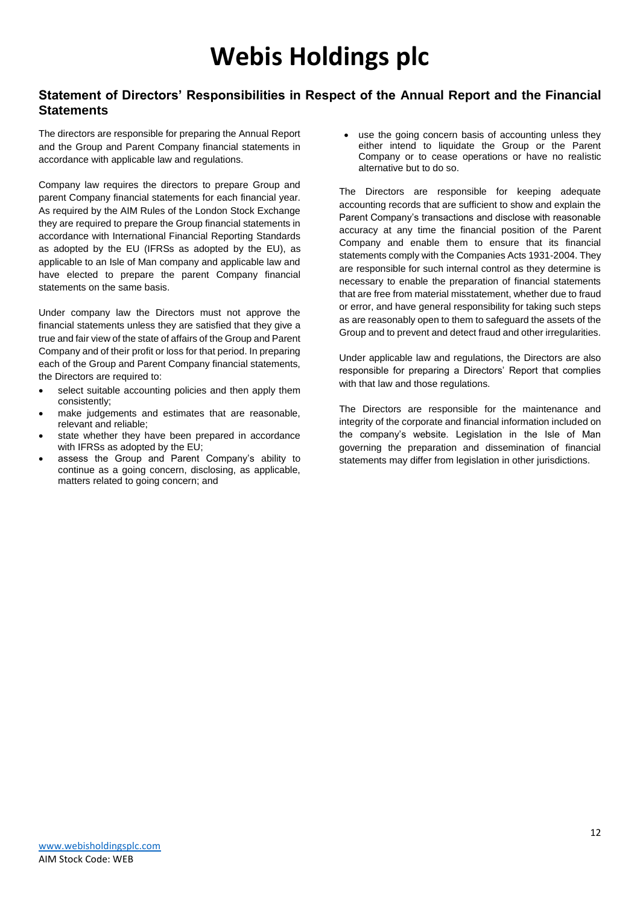# Webis Holdings plc

## Statement of Directors' Responsibilities in Respect of the Annual Report and the Financial Statements

The directors are responsible for preparing the Annual Report and the Group and Parent Company financial statements in accordance with applicable law and regulations.

Company law requires the directors to prepare Group and parent Company financial statements for each financial year. As required by the AIM Rules of the London Stock Exchange they are required to prepare the Group financial statements in accordance with International Financial Reporting Standards as adopted by the EU (IFRSs as adopted by the EU), as applicable to an Isle of Man company and applicable law and have elected to prepare the parent Company financial statements on the same basis.

Under company law the Directors must not approve the financial statements unless they are satisfied that they give a true and fair view of the state of affairs of the Group and Parent Company and of their profit or loss for that period. In preparing each of the Group and Parent Company financial statements, the Directors are required to:

- select suitable accounting policies and then apply them consistently;
- make judgements and estimates that are reasonable, relevant and reliable;
- state whether they have been prepared in accordance with IFRSs as adopted by the EU;
- assess the Group and Parent Company's ability to continue as a going concern, disclosing, as applicable, matters related to going concern; and
- use the going concern basis of accounting unless they either intend to liquidate the Group or the Parent Company or to cease operations or have no realistic alternative but to do so.

The Directors are responsible for keeping adequate accounting records that are sufficient to show and explain the Parent Company's transactions and disclose with reasonable accuracy at any time the financial position of the Parent Company and enable them to ensure that its financial statements comply with the Companies Acts 1931-2004. They are responsible for such internal control as they determine is necessary to enable the preparation of financial statements that are free from material misstatement, whether due to fraud or error, and have general responsibility for taking such steps as are reasonably open to them to safeguard the assets of the Group and to prevent and detect fraud and other irregularities.

Under applicable law and regulations, the Directors are also responsible for preparing a Directors' Report that complies with that law and those regulations.

The Directors are responsible for the maintenance and integrity of the corporate and financial information included on the company's website. Legislation in the Isle of Man governing the preparation and dissemination of financial statements may differ from legislation in other jurisdictions.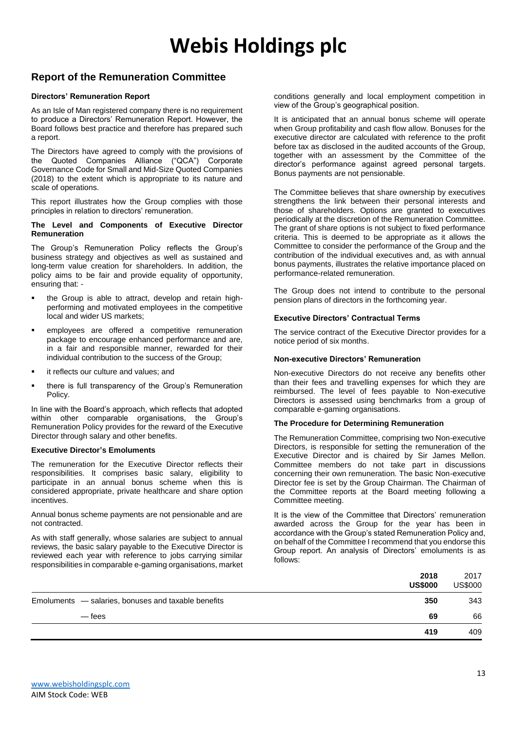# Webis Holdings plc

## Report of the Remuneration Committee

### Directors' Remuneration Report

As an Isle of Man registered company there is no requirement to produce a Directors' Remuneration Report. However, the Board follows best practice and therefore has prepared such a report.

The Directors have agreed to comply with the provisions of the Quoted Companies Alliance ("QCA") Corporate Governance Code for Small and Mid-Size Quoted Companies (2018) to the extent which is appropriate to its nature and scale of operations.

This report illustrates how the Group complies with those principles in relation to directors' remuneration.

### The Level and Components of Executive Director Remuneration

The Group's Remuneration Policy reflects the Group's business strategy and objectives as well as sustained and long-term value creation for shareholders. In addition, the policy aims to be fair and provide equality of opportunity, ensuring that: -

- the Group is able to attract, develop and retain high-performing and motivated employees in the competitive local and wider US markets;
- employees are offered a competitive remuneration package to encourage enhanced performance and are, in a fair and responsible manner, rewarded for their individual contribution to the success of the Group;
- it reflects our culture and values; and
- there is full transparency of the Group's Remuneration Policy.

In line with the Board's approach, which reflects that adopted within other comparable organisations, the Group's Remuneration Policy provides for the reward of the Executive Director through salary and other benefits.

### Executive Director's Emoluments

The remuneration for the Executive Director reflects their responsibilities. It comprises basic salary, eligibility to participate in an annual bonus scheme when this is considered appropriate, private healthcare and share option incentives.

Annual bonus scheme payments are not pensionable and are not contracted.

As with staff generally, whose salaries are subject to annual reviews, the basic salary payable to the Executive Director is reviewed each year with reference to jobs carrying similar responsibilities in comparable e-gaming organisations, market conditions generally and local employment competition in view of the Group's geographical position.

It is anticipated that an annual bonus scheme will operate when Group profitability and cash flow allow. Bonuses for the executive director are calculated with reference to the profit before tax as disclosed in the audited accounts of the Group, together with an assessment by the Committee of the director's performance against agreed personal targets. Bonus payments are not pensionable.

The Committee believes that share ownership by executives strengthens the link between their personal interests and those of shareholders. Options are granted to executives periodically at the discretion of the Remuneration Committee. The grant of share options is not subject to fixed performance criteria. This is deemed to be appropriate as it allows the Committee to consider the performance of the Group and the contribution of the individual executives and, as with annual bonus payments, illustrates the relative importance placed on performance-related remuneration.

The Group does not intend to contribute to the personal pension plans of directors in the forthcoming year.

### Executive Directors' Contractual Terms

The service contract of the Executive Director provides for a notice period of six months.

### Non-executive Directors' Remuneration

Non-executive Directors do not receive any benefits other than their fees and travelling expenses for which they are reimbursed. The level of fees payable to Non-executive Directors is assessed using benchmarks from a group of comparable e-gaming organisations.

### The Procedure for Determining Remuneration

The Remuneration Committee, comprising two Non-executive Directors, is responsible for setting the remuneration of the Executive Director and is chaired by Sir James Mellon. Committee members do not take part in discussions concerning their own remuneration. The basic Non-executive Director fee is set by the Group Chairman. The Chairman of the Committee reports at the Board meeting following a Committee meeting.

It is the view of the Committee that Directors' remuneration awarded across the Group for the year has been in accordance with the Group's stated Remuneration Policy and, on behalf of the Committee I recommend that you endorse this Group report. An analysis of Directors' emoluments is as follows:

| | **2018 US$000** | 2017 US$000 |
|---|---|---|
| Emoluments — salaries, bonuses and taxable benefits | **350** | 343 |
| — fees | **69** | 66 |
| | **419** | 409 |

www.webisholdingsplc.com
AIM Stock Code: WEB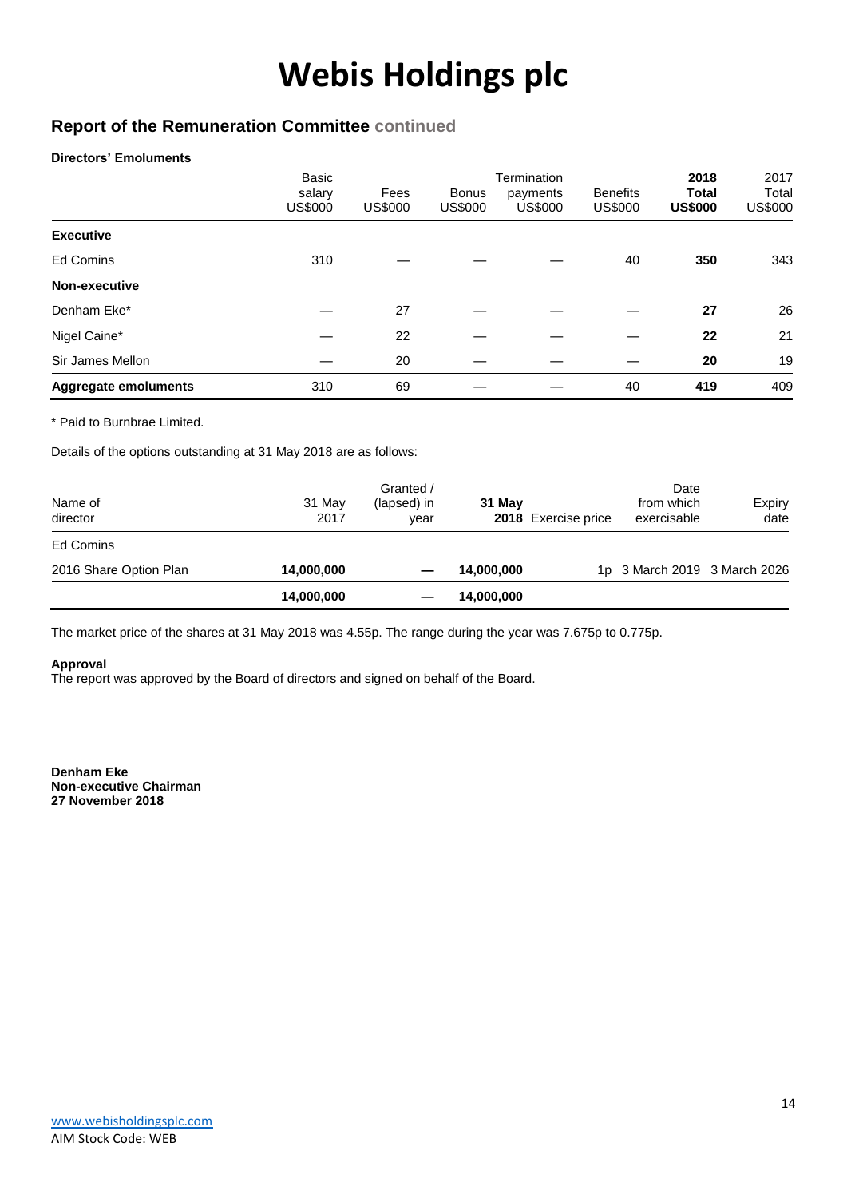# Webis Holdings plc

## Report of the Remuneration Committee continued

**Directors' Emoluments**

| | Basic salary US$000 | Fees US$000 | Bonus US$000 | Termination payments US$000 | Benefits US$000 | **2018 Total US$000** | 2017 Total US$000 |
|---|---|---|---|---|---|---|---|
| **Executive** | | | | | | | |
| Ed Comins | 310 | — | — | — | 40 | **350** | 343 |
| **Non-executive** | | | | | | | |
| Denham Eke* | — | 27 | — | — | — | **27** | 26 |
| Nigel Caine* | — | 22 | — | — | — | **22** | 21 |
| Sir James Mellon | — | 20 | — | — | — | **20** | 19 |
| **Aggregate emoluments** | 310 | 69 | — | — | 40 | **419** | 409 |

* Paid to Burnbrae Limited.

Details of the options outstanding at 31 May 2018 are as follows:

| Name of director | 31 May 2017 | Granted / (lapsed) in year | **31 May 2018** | Exercise price | Date from which exercisable | Expiry date |
|---|---|---|---|---|---|---|
| Ed Comins | | | | | | |
| 2016 Share Option Plan | **14,000,000** | — | **14,000,000** | 1p | 3 March 2019 | 3 March 2026 |
| | **14,000,000** | — | **14,000,000** | | | |

The market price of the shares at 31 May 2018 was 4.55p. The range during the year was 7.675p to 0.775p.

**Approval**
The report was approved by the Board of directors and signed on behalf of the Board.

**Denham Eke**
**Non-executive Chairman**
**27 November 2018**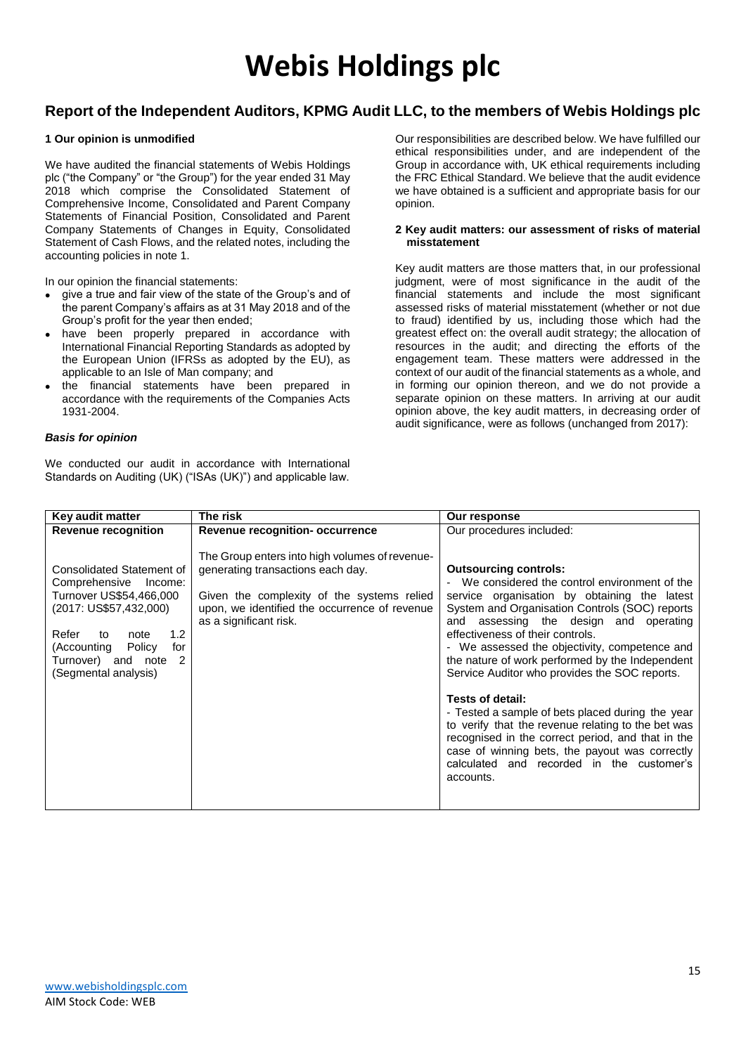# Webis Holdings plc

## Report of the Independent Auditors, KPMG Audit LLC, to the members of Webis Holdings plc

### 1 Our opinion is unmodified

We have audited the financial statements of Webis Holdings plc ("the Company" or "the Group") for the year ended 31 May 2018 which comprise the Consolidated Statement of Comprehensive Income, Consolidated and Parent Company Statements of Financial Position, Consolidated and Parent Company Statements of Changes in Equity, Consolidated Statement of Cash Flows, and the related notes, including the accounting policies in note 1.

In our opinion the financial statements:

- give a true and fair view of the state of the Group's and of the parent Company's affairs as at 31 May 2018 and of the Group's profit for the year then ended;
- have been properly prepared in accordance with International Financial Reporting Standards as adopted by the European Union (IFRSs as adopted by the EU), as applicable to an Isle of Man company; and
- the financial statements have been prepared in accordance with the requirements of the Companies Acts 1931-2004.

#### *Basis for opinion*

We conducted our audit in accordance with International Standards on Auditing (UK) ("ISAs (UK)") and applicable law. Our responsibilities are described below. We have fulfilled our ethical responsibilities under, and are independent of the Group in accordance with, UK ethical requirements including the FRC Ethical Standard. We believe that the audit evidence we have obtained is a sufficient and appropriate basis for our opinion.

### 2 Key audit matters: our assessment of risks of material misstatement

Key audit matters are those matters that, in our professional judgment, were of most significance in the audit of the financial statements and include the most significant assessed risks of material misstatement (whether or not due to fraud) identified by us, including those which had the greatest effect on: the overall audit strategy; the allocation of resources in the audit; and directing the efforts of the engagement team. These matters were addressed in the context of our audit of the financial statements as a whole, and in forming our opinion thereon, and we do not provide a separate opinion on these matters. In arriving at our audit opinion above, the key audit matters, in decreasing order of audit significance, were as follows (unchanged from 2017):

| Key audit matter | The risk | Our response |
|---|---|---|
| **Revenue recognition**<br><br>Consolidated Statement of Comprehensive Income: Turnover US$54,466,000 (2017: US$57,432,000)<br><br>Refer to note 1.2 (Accounting Policy for Turnover) and note 2 (Segmental analysis) | **Revenue recognition- occurrence**<br><br>The Group enters into high volumes of revenue-generating transactions each day.<br><br>Given the complexity of the systems relied upon, we identified the occurrence of revenue as a significant risk. | Our procedures included:<br><br>**Outsourcing controls:**<br>- We considered the control environment of the service organisation by obtaining the latest System and Organisation Controls (SOC) reports and assessing the design and operating effectiveness of their controls.<br>- We assessed the objectivity, competence and the nature of work performed by the Independent Service Auditor who provides the SOC reports.<br><br>**Tests of detail:**<br>- Tested a sample of bets placed during the year to verify that the revenue relating to the bet was recognised in the correct period, and that in the case of winning bets, the payout was correctly calculated and recorded in the customer's accounts. |

www.webisholdingsplc.com
AIM Stock Code: WEB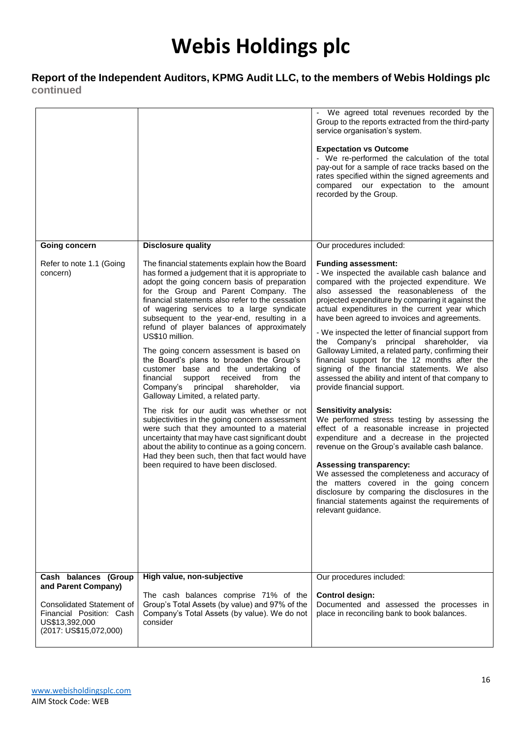# Webis Holdings plc

## Report of the Independent Auditors, KPMG Audit LLC, to the members of Webis Holdings plc continued

| | | |
|---|---|---|
| | | - We agreed total revenues recorded by the Group to the reports extracted from the third-party service organisation's system.<br><br>**Expectation vs Outcome**<br>- We re-performed the calculation of the total pay-out for a sample of race tracks based on the rates specified within the signed agreements and compared our expectation to the amount recorded by the Group. |
| **Going concern**<br><br>Refer to note 1.1 (Going concern) | **Disclosure quality**<br><br>The financial statements explain how the Board has formed a judgement that it is appropriate to adopt the going concern basis of preparation for the Group and Parent Company. The financial statements also refer to the cessation of wagering services to a large syndicate subsequent to the year-end, resulting in a refund of player balances of approximately US$10 million.<br><br>The going concern assessment is based on the Board's plans to broaden the Group's customer base and the undertaking of financial support received from the Company's principal shareholder, via Galloway Limited, a related party.<br><br>The risk for our audit was whether or not subjectivities in the going concern assessment were such that they amounted to a material uncertainty that may have cast significant doubt about the ability to continue as a going concern. Had they been such, then that fact would have been required to have been disclosed. | Our procedures included:<br><br>**Funding assessment:**<br>- We inspected the available cash balance and compared with the projected expenditure. We also assessed the reasonableness of the projected expenditure by comparing it against the actual expenditures in the current year which have been agreed to invoices and agreements.<br><br>- We inspected the letter of financial support from the Company's principal shareholder, via Galloway Limited, a related party, confirming their financial support for the 12 months after the signing of the financial statements. We also assessed the ability and intent of that company to provide financial support.<br><br>**Sensitivity analysis:**<br>We performed stress testing by assessing the effect of a reasonable increase in projected expenditure and a decrease in the projected revenue on the Group's available cash balance.<br><br>**Assessing transparency:**<br>We assessed the completeness and accuracy of the matters covered in the going concern disclosure by comparing the disclosures in the financial statements against the requirements of relevant guidance. |
| **Cash balances (Group and Parent Company)**<br><br>Consolidated Statement of Financial Position: Cash US$13,392,000<br>(2017: US$15,072,000) | **High value, non-subjective**<br><br>The cash balances comprise 71% of the Group's Total Assets (by value) and 97% of the Company's Total Assets (by value). We do not consider | Our procedures included:<br><br>**Control design:**<br>Documented and assessed the processes in place in reconciling bank to book balances. |

www.webisholdingsplc.com
AIM Stock Code: WEB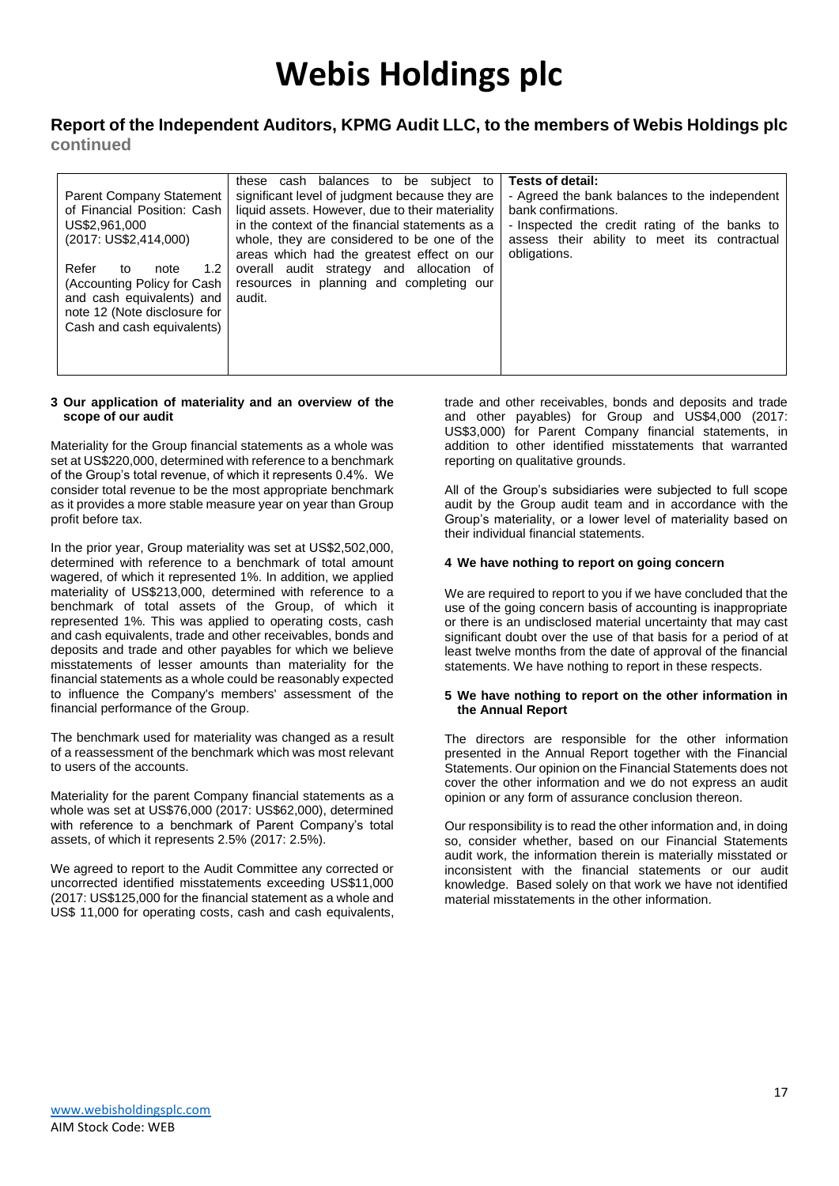# Report of the Independent Auditors, KPMG Audit LLC, to the members of Webis Holdings plc

**continued**

| | | |
|---|---|---|
| Parent Company Statement of Financial Position: Cash US$2,961,000 (2017: US$2,414,000)<br><br>Refer to note 1.2 (Accounting Policy for Cash and cash equivalents) and note 12 (Note disclosure for Cash and cash equivalents) | these cash balances to be subject to significant level of judgment because they are liquid assets. However, due to their materiality in the context of the financial statements as a whole, they are considered to be one of the areas which had the greatest effect on our overall audit strategy and allocation of resources in planning and completing our audit. | **Tests of detail:**<br>- Agreed the bank balances to the independent bank confirmations.<br>- Inspected the credit rating of the banks to assess their ability to meet its contractual obligations. |

### 3 Our application of materiality and an overview of the scope of our audit

Materiality for the Group financial statements as a whole was set at US$220,000, determined with reference to a benchmark of the Group's total revenue, of which it represents 0.4%. We consider total revenue to be the most appropriate benchmark as it provides a more stable measure year on year than Group profit before tax.

In the prior year, Group materiality was set at US$2,502,000, determined with reference to a benchmark of total amount wagered, of which it represented 1%. In addition, we applied materiality of US$213,000, determined with reference to a benchmark of total assets of the Group, of which it represented 1%. This was applied to operating costs, cash and cash equivalents, trade and other receivables, bonds and deposits and trade and other payables for which we believe misstatements of lesser amounts than materiality for the financial statements as a whole could be reasonably expected to influence the Company's members' assessment of the financial performance of the Group.

The benchmark used for materiality was changed as a result of a reassessment of the benchmark which was most relevant to users of the accounts.

Materiality for the parent Company financial statements as a whole was set at US$76,000 (2017: US$62,000), determined with reference to a benchmark of Parent Company's total assets, of which it represents 2.5% (2017: 2.5%).

We agreed to report to the Audit Committee any corrected or uncorrected identified misstatements exceeding US$11,000 (2017: US$125,000 for the financial statement as a whole and US$ 11,000 for operating costs, cash and cash equivalents, trade and other receivables, bonds and deposits and trade and other payables) for Group and US$4,000 (2017: US$3,000) for Parent Company financial statements, in addition to other identified misstatements that warranted reporting on qualitative grounds.

All of the Group's subsidiaries were subjected to full scope audit by the Group audit team and in accordance with the Group's materiality, or a lower level of materiality based on their individual financial statements.

### 4 We have nothing to report on going concern

We are required to report to you if we have concluded that the use of the going concern basis of accounting is inappropriate or there is an undisclosed material uncertainty that may cast significant doubt over the use of that basis for a period of at least twelve months from the date of approval of the financial statements. We have nothing to report in these respects.

### 5 We have nothing to report on the other information in the Annual Report

The directors are responsible for the other information presented in the Annual Report together with the Financial Statements. Our opinion on the Financial Statements does not cover the other information and we do not express an audit opinion or any form of assurance conclusion thereon.

Our responsibility is to read the other information and, in doing so, consider whether, based on our Financial Statements audit work, the information therein is materially misstated or inconsistent with the financial statements or our audit knowledge. Based solely on that work we have not identified material misstatements in the other information.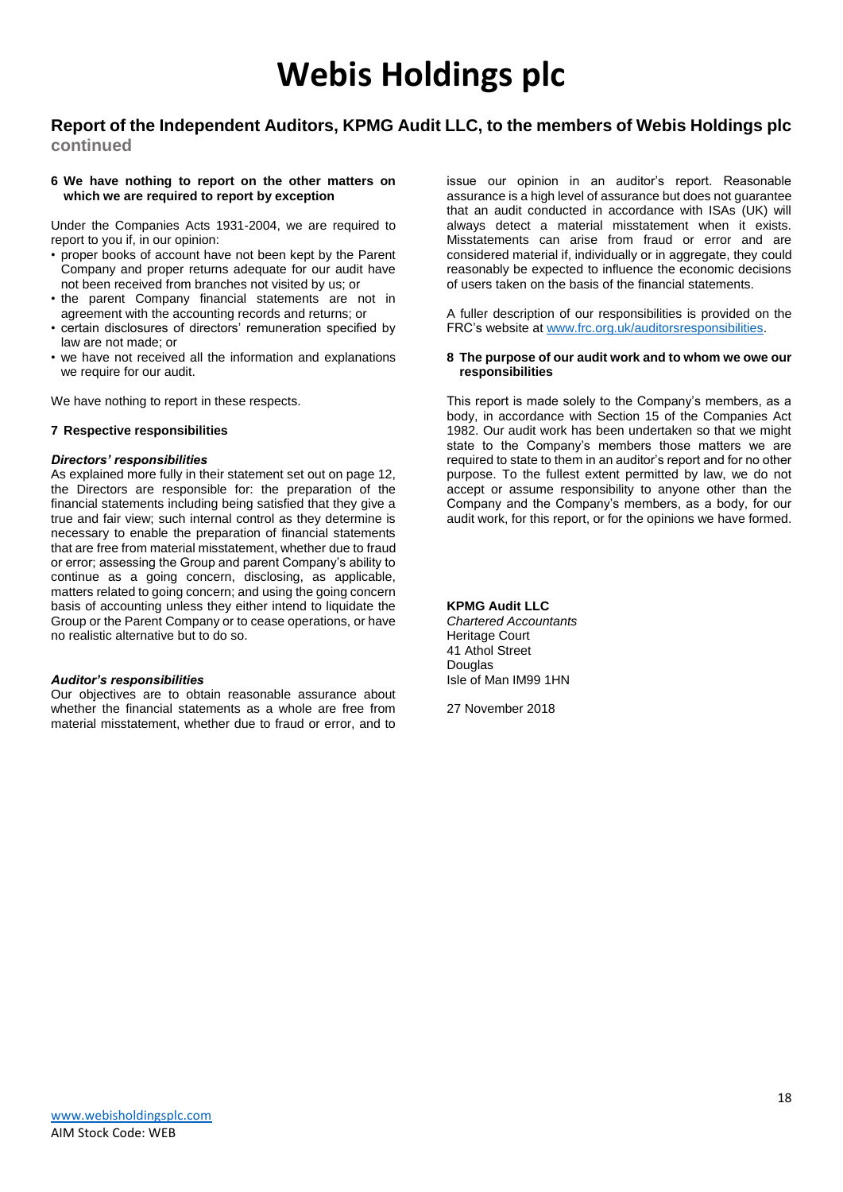# Webis Holdings plc

## Report of the Independent Auditors, KPMG Audit LLC, to the members of Webis Holdings plc

**continued**

### 6 We have nothing to report on the other matters on which we are required to report by exception

Under the Companies Acts 1931-2004, we are required to report to you if, in our opinion:

- proper books of account have not been kept by the Parent Company and proper returns adequate for our audit have not been received from branches not visited by us; or
- the parent Company financial statements are not in agreement with the accounting records and returns; or
- certain disclosures of directors' remuneration specified by law are not made; or
- we have not received all the information and explanations we require for our audit.

We have nothing to report in these respects.

### 7 Respective responsibilities

***Directors' responsibilities***

As explained more fully in their statement set out on page 12, the Directors are responsible for: the preparation of the financial statements including being satisfied that they give a true and fair view; such internal control as they determine is necessary to enable the preparation of financial statements that are free from material misstatement, whether due to fraud or error; assessing the Group and parent Company's ability to continue as a going concern, disclosing, as applicable, matters related to going concern; and using the going concern basis of accounting unless they either intend to liquidate the Group or the Parent Company or to cease operations, or have no realistic alternative but to do so.

***Auditor's responsibilities***

Our objectives are to obtain reasonable assurance about whether the financial statements as a whole are free from material misstatement, whether due to fraud or error, and to issue our opinion in an auditor's report. Reasonable assurance is a high level of assurance but does not guarantee that an audit conducted in accordance with ISAs (UK) will always detect a material misstatement when it exists. Misstatements can arise from fraud or error and are considered material if, individually or in aggregate, they could reasonably be expected to influence the economic decisions of users taken on the basis of the financial statements.

A fuller description of our responsibilities is provided on the FRC's website at www.frc.org.uk/auditorsresponsibilities.

### 8 The purpose of our audit work and to whom we owe our responsibilities

This report is made solely to the Company's members, as a body, in accordance with Section 15 of the Companies Act 1982. Our audit work has been undertaken so that we might state to the Company's members those matters we are required to state to them in an auditor's report and for no other purpose. To the fullest extent permitted by law, we do not accept or assume responsibility to anyone other than the Company and the Company's members, as a body, for our audit work, for this report, or for the opinions we have formed.

**KPMG Audit LLC**
*Chartered Accountants*
Heritage Court
41 Athol Street
Douglas
Isle of Man IM99 1HN

27 November 2018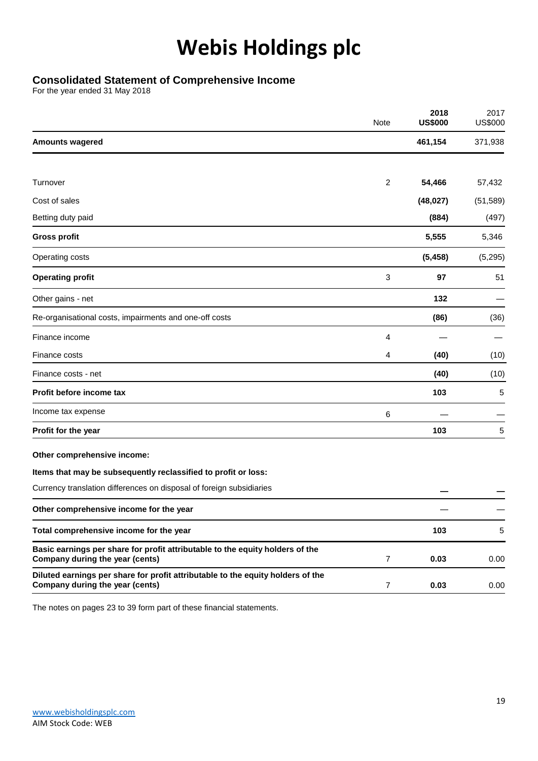# Webis Holdings plc

## Consolidated Statement of Comprehensive Income

For the year ended 31 May 2018

| | Note | **2018 US$000** | 2017 US$000 |
|---|---|---|---|
| **Amounts wagered** | | **461,154** | 371,938 |
| | | | |
| Turnover | 2 | **54,466** | 57,432 |
| Cost of sales | | **(48,027)** | (51,589) |
| Betting duty paid | | **(884)** | (497) |
| **Gross profit** | | **5,555** | 5,346 |
| Operating costs | | **(5,458)** | (5,295) |
| **Operating profit** | 3 | **97** | 51 |
| Other gains - net | | **132** | — |
| Re-organisational costs, impairments and one-off costs | | **(86)** | (36) |
| Finance income | 4 | — | — |
| Finance costs | 4 | **(40)** | (10) |
| Finance costs - net | | **(40)** | (10) |
| **Profit before income tax** | | **103** | 5 |
| Income tax expense | 6 | — | — |
| **Profit for the year** | | **103** | 5 |
| **Other comprehensive income:** | | | |
| **Items that may be subsequently reclassified to profit or loss:** | | | |
| Currency translation differences on disposal of foreign subsidiaries | | **—** | — |
| **Other comprehensive income for the year** | | — | — |
| **Total comprehensive income for the year** | | **103** | 5 |
| **Basic earnings per share for profit attributable to the equity holders of the Company during the year (cents)** | 7 | **0.03** | 0.00 |
| **Diluted earnings per share for profit attributable to the equity holders of the Company during the year (cents)** | 7 | **0.03** | 0.00 |

The notes on pages 23 to 39 form part of these financial statements.

www.webisholdingsplc.com
AIM Stock Code: WEB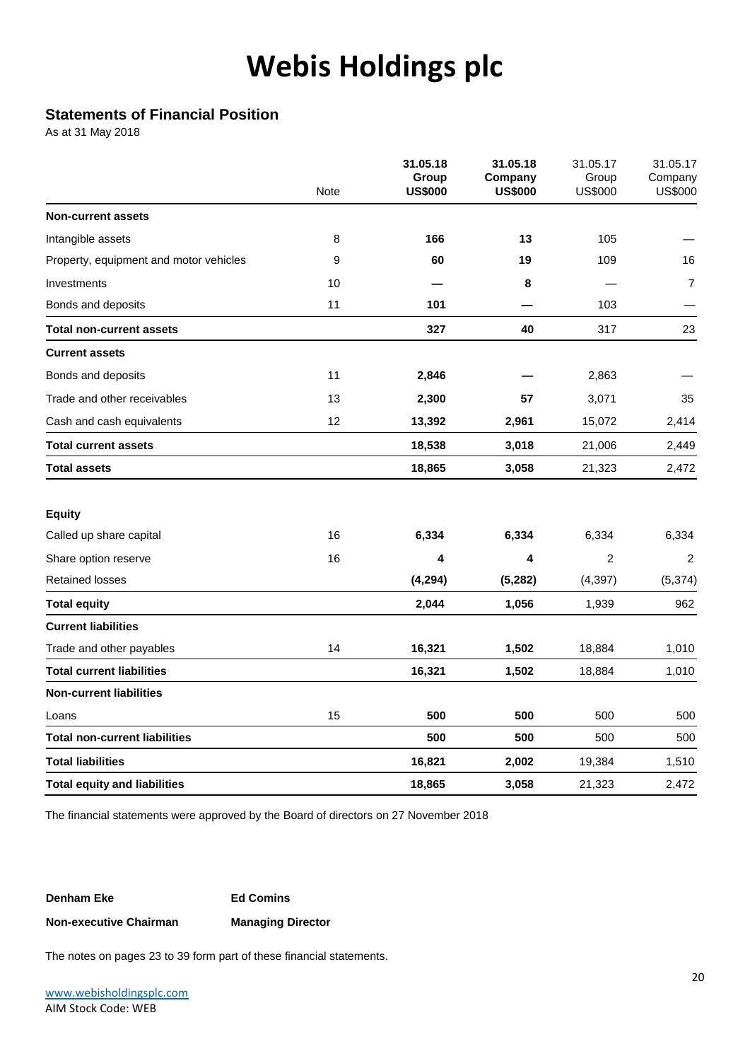# Webis Holdings plc

## Statements of Financial Position

As at 31 May 2018

| | Note | **31.05.18 Group US$000** | **31.05.18 Company US$000** | 31.05.17 Group US$000 | 31.05.17 Company US$000 |
|---|---|---|---|---|---|
| **Non-current assets** | | | | | |
| Intangible assets | 8 | **166** | **13** | 105 | — |
| Property, equipment and motor vehicles | 9 | **60** | **19** | 109 | 16 |
| Investments | 10 | **—** | **8** | — | 7 |
| Bonds and deposits | 11 | **101** | **—** | 103 | — |
| **Total non-current assets** | | **327** | **40** | 317 | 23 |
| **Current assets** | | | | | |
| Bonds and deposits | 11 | **2,846** | **—** | 2,863 | — |
| Trade and other receivables | 13 | **2,300** | **57** | 3,071 | 35 |
| Cash and cash equivalents | 12 | **13,392** | **2,961** | 15,072 | 2,414 |
| **Total current assets** | | **18,538** | **3,018** | 21,006 | 2,449 |
| **Total assets** | | **18,865** | **3,058** | 21,323 | 2,472 |
| | | | | | |
| **Equity** | | | | | |
| Called up share capital | 16 | **6,334** | **6,334** | 6,334 | 6,334 |
| Share option reserve | 16 | **4** | **4** | 2 | 2 |
| Retained losses | | **(4,294)** | **(5,282)** | (4,397) | (5,374) |
| **Total equity** | | **2,044** | **1,056** | 1,939 | 962 |
| **Current liabilities** | | | | | |
| Trade and other payables | 14 | **16,321** | **1,502** | 18,884 | 1,010 |
| **Total current liabilities** | | **16,321** | **1,502** | 18,884 | 1,010 |
| **Non-current liabilities** | | | | | |
| Loans | 15 | **500** | **500** | 500 | 500 |
| **Total non-current liabilities** | | **500** | **500** | 500 | 500 |
| **Total liabilities** | | **16,821** | **2,002** | 19,384 | 1,510 |
| **Total equity and liabilities** | | **18,865** | **3,058** | 21,323 | 2,472 |

The financial statements were approved by the Board of directors on 27 November 2018

| **Denham Eke** | **Ed Comins** |
|---|---|
| **Non-executive Chairman** | **Managing Director** |

The notes on pages 23 to 39 form part of these financial statements.

www.webisholdingsplc.com
AIM Stock Code: WEB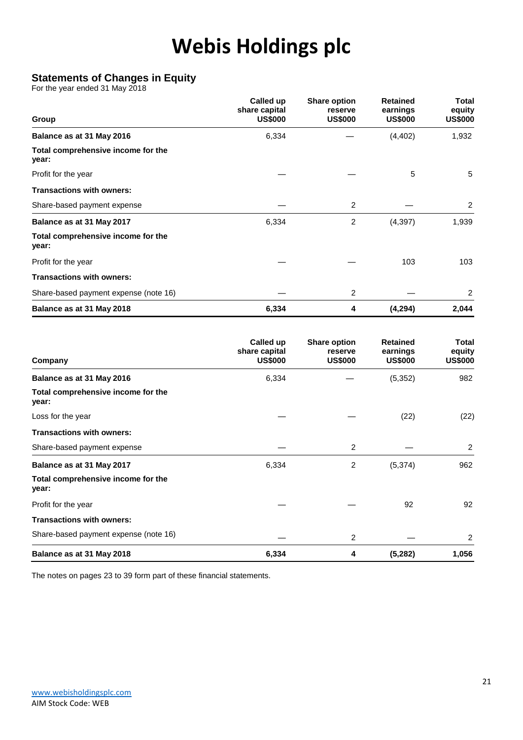# Webis Holdings plc

## Statements of Changes in Equity

For the year ended 31 May 2018

| Group | Called up share capital US$000 | Share option reserve US$000 | Retained earnings US$000 | Total equity US$000 |
|---|---|---|---|---|
| **Balance as at 31 May 2016** | 6,334 | — | (4,402) | 1,932 |
| **Total comprehensive income for the year:** | | | | |
| Profit for the year | — | — | 5 | 5 |
| **Transactions with owners:** | | | | |
| Share-based payment expense | — | 2 | — | 2 |
| **Balance as at 31 May 2017** | 6,334 | 2 | (4,397) | 1,939 |
| **Total comprehensive income for the year:** | | | | |
| Profit for the year | — | — | 103 | 103 |
| **Transactions with owners:** | | | | |
| Share-based payment expense (note 16) | — | 2 | — | 2 |
| **Balance as at 31 May 2018** | **6,334** | **4** | **(4,294)** | **2,044** |

| Company | Called up share capital US$000 | Share option reserve US$000 | Retained earnings US$000 | Total equity US$000 |
|---|---|---|---|---|
| **Balance as at 31 May 2016** | 6,334 | — | (5,352) | 982 |
| **Total comprehensive income for the year:** | | | | |
| Loss for the year | — | — | (22) | (22) |
| **Transactions with owners:** | | | | |
| Share-based payment expense | — | 2 | — | 2 |
| **Balance as at 31 May 2017** | 6,334 | 2 | (5,374) | 962 |
| **Total comprehensive income for the year:** | | | | |
| Profit for the year | — | — | 92 | 92 |
| **Transactions with owners:** | | | | |
| Share-based payment expense (note 16) | — | 2 | — | 2 |
| **Balance as at 31 May 2018** | **6,334** | **4** | **(5,282)** | **1,056** |

The notes on pages 23 to 39 form part of these financial statements.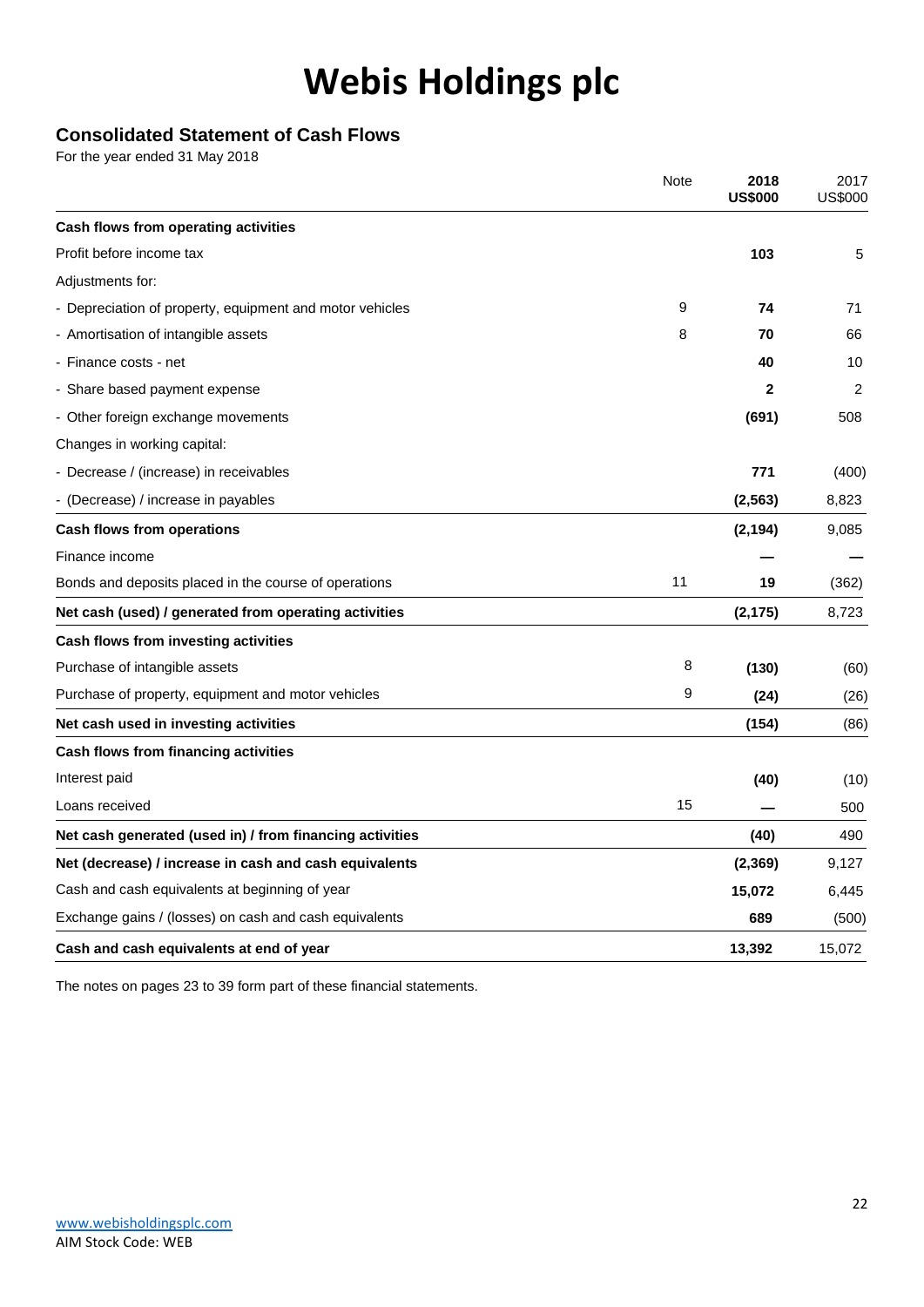# Webis Holdings plc

## Consolidated Statement of Cash Flows

For the year ended 31 May 2018

| | Note | **2018 US$000** | 2017 US$000 |
|---|---|---|---|
| **Cash flows from operating activities** | | | |
| Profit before income tax | | **103** | 5 |
| Adjustments for: | | | |
| - Depreciation of property, equipment and motor vehicles | 9 | **74** | 71 |
| - Amortisation of intangible assets | 8 | **70** | 66 |
| - Finance costs - net | | **40** | 10 |
| - Share based payment expense | | **2** | 2 |
| - Other foreign exchange movements | | **(691)** | 508 |
| Changes in working capital: | | | |
| - Decrease / (increase) in receivables | | **771** | (400) |
| - (Decrease) / increase in payables | | **(2,563)** | 8,823 |
| **Cash flows from operations** | | **(2,194)** | 9,085 |
| Finance income | | **—** | — |
| Bonds and deposits placed in the course of operations | 11 | **19** | (362) |
| **Net cash (used) / generated from operating activities** | | **(2,175)** | 8,723 |
| **Cash flows from investing activities** | | | |
| Purchase of intangible assets | 8 | **(130)** | (60) |
| Purchase of property, equipment and motor vehicles | 9 | **(24)** | (26) |
| **Net cash used in investing activities** | | **(154)** | (86) |
| **Cash flows from financing activities** | | | |
| Interest paid | | **(40)** | (10) |
| Loans received | 15 | **—** | 500 |
| **Net cash generated (used in) / from financing activities** | | **(40)** | 490 |
| **Net (decrease) / increase in cash and cash equivalents** | | **(2,369)** | 9,127 |
| Cash and cash equivalents at beginning of year | | **15,072** | 6,445 |
| Exchange gains / (losses) on cash and cash equivalents | | **689** | (500) |
| **Cash and cash equivalents at end of year** | | **13,392** | 15,072 |

The notes on pages 23 to 39 form part of these financial statements.

www.webisholdingsplc.com
AIM Stock Code: WEB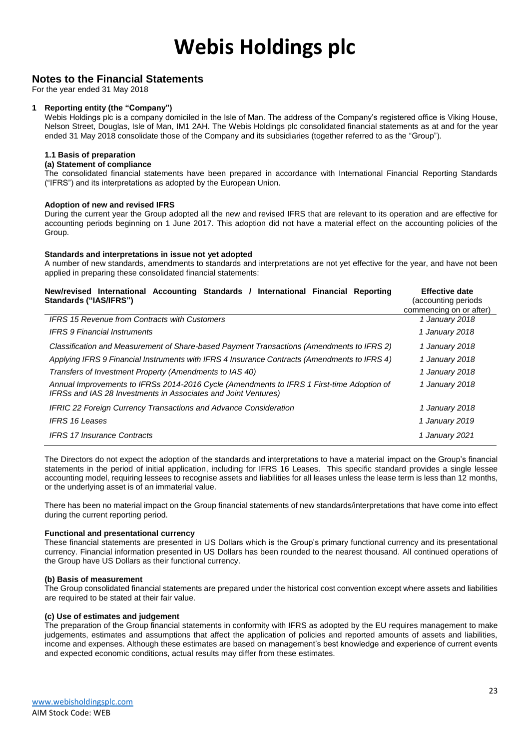# Webis Holdings plc

## Notes to the Financial Statements

For the year ended 31 May 2018

### 1 Reporting entity (the "Company")

Webis Holdings plc is a company domiciled in the Isle of Man. The address of the Company's registered office is Viking House, Nelson Street, Douglas, Isle of Man, IM1 2AH. The Webis Holdings plc consolidated financial statements as at and for the year ended 31 May 2018 consolidate those of the Company and its subsidiaries (together referred to as the "Group").

#### 1.1 Basis of preparation

**(a) Statement of compliance**

The consolidated financial statements have been prepared in accordance with International Financial Reporting Standards ("IFRS") and its interpretations as adopted by the European Union.

**Adoption of new and revised IFRS**

During the current year the Group adopted all the new and revised IFRS that are relevant to its operation and are effective for accounting periods beginning on 1 June 2017. This adoption did not have a material effect on the accounting policies of the Group.

**Standards and interpretations in issue not yet adopted**

A number of new standards, amendments to standards and interpretations are not yet effective for the year, and have not been applied in preparing these consolidated financial statements:

| **New/revised International Accounting Standards / International Financial Reporting Standards ("IAS/IFRS")** | **Effective date** (accounting periods commencing on or after) |
|---|---|
| *IFRS 15 Revenue from Contracts with Customers* | *1 January 2018* |
| *IFRS 9 Financial Instruments* | *1 January 2018* |
| *Classification and Measurement of Share-based Payment Transactions (Amendments to IFRS 2)* | *1 January 2018* |
| *Applying IFRS 9 Financial Instruments with IFRS 4 Insurance Contracts (Amendments to IFRS 4)* | *1 January 2018* |
| *Transfers of Investment Property (Amendments to IAS 40)* | *1 January 2018* |
| *Annual Improvements to IFRSs 2014-2016 Cycle (Amendments to IFRS 1 First-time Adoption of IFRSs and IAS 28 Investments in Associates and Joint Ventures)* | *1 January 2018* |
| *IFRIC 22 Foreign Currency Transactions and Advance Consideration* | *1 January 2018* |
| *IFRS 16 Leases* | *1 January 2019* |
| *IFRS 17 Insurance Contracts* | *1 January 2021* |

The Directors do not expect the adoption of the standards and interpretations to have a material impact on the Group's financial statements in the period of initial application, including for IFRS 16 Leases. This specific standard provides a single lessee accounting model, requiring lessees to recognise assets and liabilities for all leases unless the lease term is less than 12 months, or the underlying asset is of an immaterial value.

There has been no material impact on the Group financial statements of new standards/interpretations that have come into effect during the current reporting period.

**Functional and presentational currency**

These financial statements are presented in US Dollars which is the Group's primary functional currency and its presentational currency. Financial information presented in US Dollars has been rounded to the nearest thousand. All continued operations of the Group have US Dollars as their functional currency.

**(b) Basis of measurement**

The Group consolidated financial statements are prepared under the historical cost convention except where assets and liabilities are required to be stated at their fair value.

**(c) Use of estimates and judgement**

The preparation of the Group financial statements in conformity with IFRS as adopted by the EU requires management to make judgements, estimates and assumptions that affect the application of policies and reported amounts of assets and liabilities, income and expenses. Although these estimates are based on management's best knowledge and experience of current events and expected economic conditions, actual results may differ from these estimates.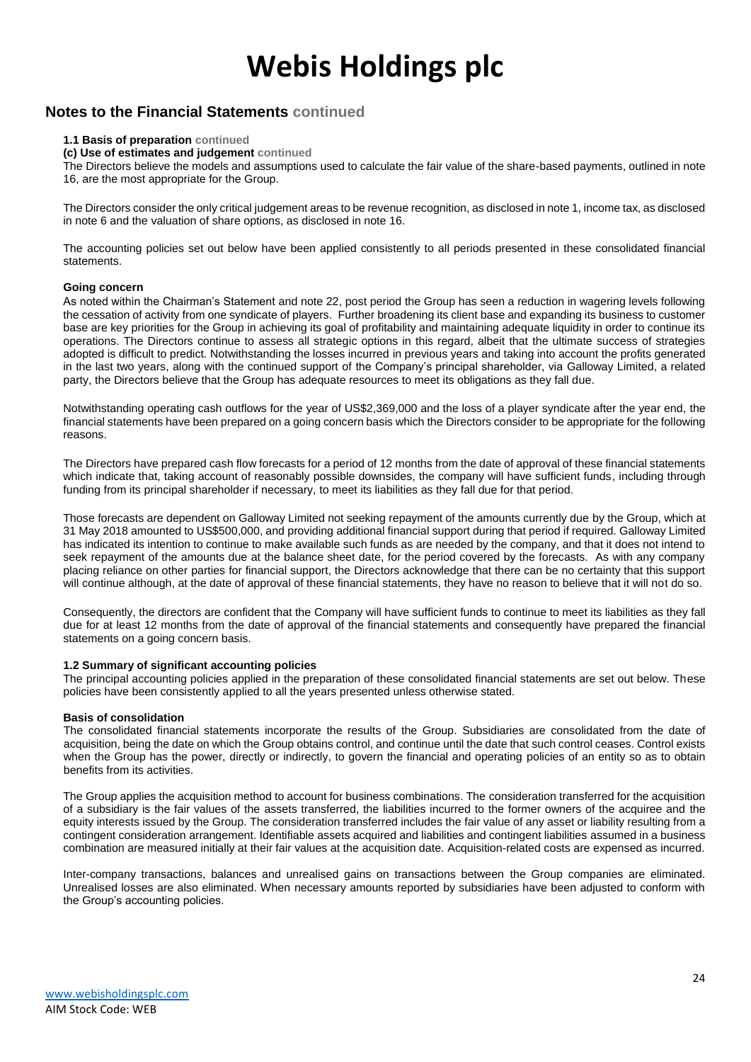## Notes to the Financial Statements continued

**1.1 Basis of preparation continued**

**(c) Use of estimates and judgement continued**

The Directors believe the models and assumptions used to calculate the fair value of the share-based payments, outlined in note 16, are the most appropriate for the Group.

The Directors consider the only critical judgement areas to be revenue recognition, as disclosed in note 1, income tax, as disclosed in note 6 and the valuation of share options, as disclosed in note 16.

The accounting policies set out below have been applied consistently to all periods presented in these consolidated financial statements.

**Going concern**

As noted within the Chairman's Statement and note 22, post period the Group has seen a reduction in wagering levels following the cessation of activity from one syndicate of players. Further broadening its client base and expanding its business to customer base are key priorities for the Group in achieving its goal of profitability and maintaining adequate liquidity in order to continue its operations. The Directors continue to assess all strategic options in this regard, albeit that the ultimate success of strategies adopted is difficult to predict. Notwithstanding the losses incurred in previous years and taking into account the profits generated in the last two years, along with the continued support of the Company's principal shareholder, via Galloway Limited, a related party, the Directors believe that the Group has adequate resources to meet its obligations as they fall due.

Notwithstanding operating cash outflows for the year of US$2,369,000 and the loss of a player syndicate after the year end, the financial statements have been prepared on a going concern basis which the Directors consider to be appropriate for the following reasons.

The Directors have prepared cash flow forecasts for a period of 12 months from the date of approval of these financial statements which indicate that, taking account of reasonably possible downsides, the company will have sufficient funds, including through funding from its principal shareholder if necessary, to meet its liabilities as they fall due for that period.

Those forecasts are dependent on Galloway Limited not seeking repayment of the amounts currently due by the Group, which at 31 May 2018 amounted to US$500,000, and providing additional financial support during that period if required. Galloway Limited has indicated its intention to continue to make available such funds as are needed by the company, and that it does not intend to seek repayment of the amounts due at the balance sheet date, for the period covered by the forecasts. As with any company placing reliance on other parties for financial support, the Directors acknowledge that there can be no certainty that this support will continue although, at the date of approval of these financial statements, they have no reason to believe that it will not do so.

Consequently, the directors are confident that the Company will have sufficient funds to continue to meet its liabilities as they fall due for at least 12 months from the date of approval of the financial statements and consequently have prepared the financial statements on a going concern basis.

**1.2 Summary of significant accounting policies**

The principal accounting policies applied in the preparation of these consolidated financial statements are set out below. These policies have been consistently applied to all the years presented unless otherwise stated.

**Basis of consolidation**

The consolidated financial statements incorporate the results of the Group. Subsidiaries are consolidated from the date of acquisition, being the date on which the Group obtains control, and continue until the date that such control ceases. Control exists when the Group has the power, directly or indirectly, to govern the financial and operating policies of an entity so as to obtain benefits from its activities.

The Group applies the acquisition method to account for business combinations. The consideration transferred for the acquisition of a subsidiary is the fair values of the assets transferred, the liabilities incurred to the former owners of the acquiree and the equity interests issued by the Group. The consideration transferred includes the fair value of any asset or liability resulting from a contingent consideration arrangement. Identifiable assets acquired and liabilities and contingent liabilities assumed in a business combination are measured initially at their fair values at the acquisition date. Acquisition-related costs are expensed as incurred.

Inter-company transactions, balances and unrealised gains on transactions between the Group companies are eliminated. Unrealised losses are also eliminated. When necessary amounts reported by subsidiaries have been adjusted to conform with the Group's accounting policies.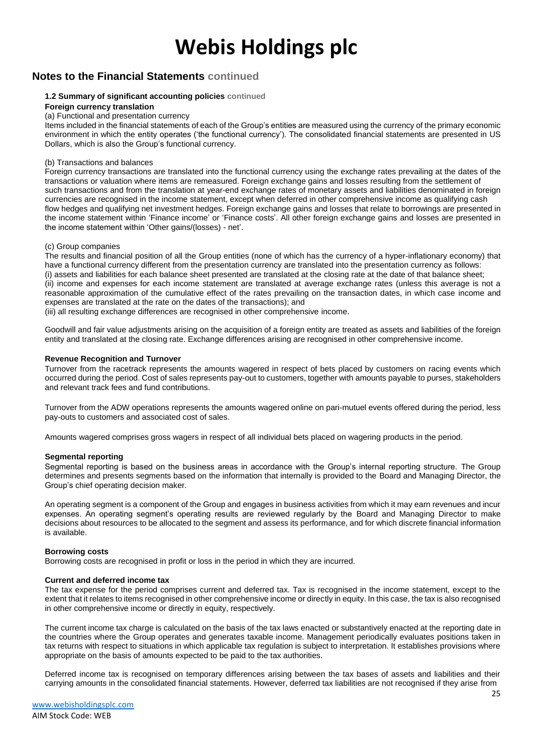## Notes to the Financial Statements continued

### 1.2 Summary of significant accounting policies continued

**Foreign currency translation**

(a) Functional and presentation currency

Items included in the financial statements of each of the Group's entities are measured using the currency of the primary economic environment in which the entity operates ('the functional currency'). The consolidated financial statements are presented in US Dollars, which is also the Group's functional currency.

(b) Transactions and balances

Foreign currency transactions are translated into the functional currency using the exchange rates prevailing at the dates of the transactions or valuation where items are remeasured. Foreign exchange gains and losses resulting from the settlement of such transactions and from the translation at year-end exchange rates of monetary assets and liabilities denominated in foreign currencies are recognised in the income statement, except when deferred in other comprehensive income as qualifying cash flow hedges and qualifying net investment hedges. Foreign exchange gains and losses that relate to borrowings are presented in the income statement within 'Finance income' or 'Finance costs'. All other foreign exchange gains and losses are presented in the income statement within 'Other gains/(losses) - net'.

(c) Group companies

The results and financial position of all the Group entities (none of which has the currency of a hyper-inflationary economy) that have a functional currency different from the presentation currency are translated into the presentation currency as follows:

(i) assets and liabilities for each balance sheet presented are translated at the closing rate at the date of that balance sheet;

(ii) income and expenses for each income statement are translated at average exchange rates (unless this average is not a reasonable approximation of the cumulative effect of the rates prevailing on the transaction dates, in which case income and expenses are translated at the rate on the dates of the transactions); and

(iii) all resulting exchange differences are recognised in other comprehensive income.

Goodwill and fair value adjustments arising on the acquisition of a foreign entity are treated as assets and liabilities of the foreign entity and translated at the closing rate. Exchange differences arising are recognised in other comprehensive income.

**Revenue Recognition and Turnover**

Turnover from the racetrack represents the amounts wagered in respect of bets placed by customers on racing events which occurred during the period. Cost of sales represents pay-out to customers, together with amounts payable to purses, stakeholders and relevant track fees and fund contributions.

Turnover from the ADW operations represents the amounts wagered online on pari-mutuel events offered during the period, less pay-outs to customers and associated cost of sales.

Amounts wagered comprises gross wagers in respect of all individual bets placed on wagering products in the period.

**Segmental reporting**

Segmental reporting is based on the business areas in accordance with the Group's internal reporting structure. The Group determines and presents segments based on the information that internally is provided to the Board and Managing Director, the Group's chief operating decision maker.

An operating segment is a component of the Group and engages in business activities from which it may earn revenues and incur expenses. An operating segment's operating results are reviewed regularly by the Board and Managing Director to make decisions about resources to be allocated to the segment and assess its performance, and for which discrete financial information is available.

**Borrowing costs**

Borrowing costs are recognised in profit or loss in the period in which they are incurred.

**Current and deferred income tax**

The tax expense for the period comprises current and deferred tax. Tax is recognised in the income statement, except to the extent that it relates to items recognised in other comprehensive income or directly in equity. In this case, the tax is also recognised in other comprehensive income or directly in equity, respectively.

The current income tax charge is calculated on the basis of the tax laws enacted or substantively enacted at the reporting date in the countries where the Group operates and generates taxable income. Management periodically evaluates positions taken in tax returns with respect to situations in which applicable tax regulation is subject to interpretation. It establishes provisions where appropriate on the basis of amounts expected to be paid to the tax authorities.

Deferred income tax is recognised on temporary differences arising between the tax bases of assets and liabilities and their carrying amounts in the consolidated financial statements. However, deferred tax liabilities are not recognised if they arise from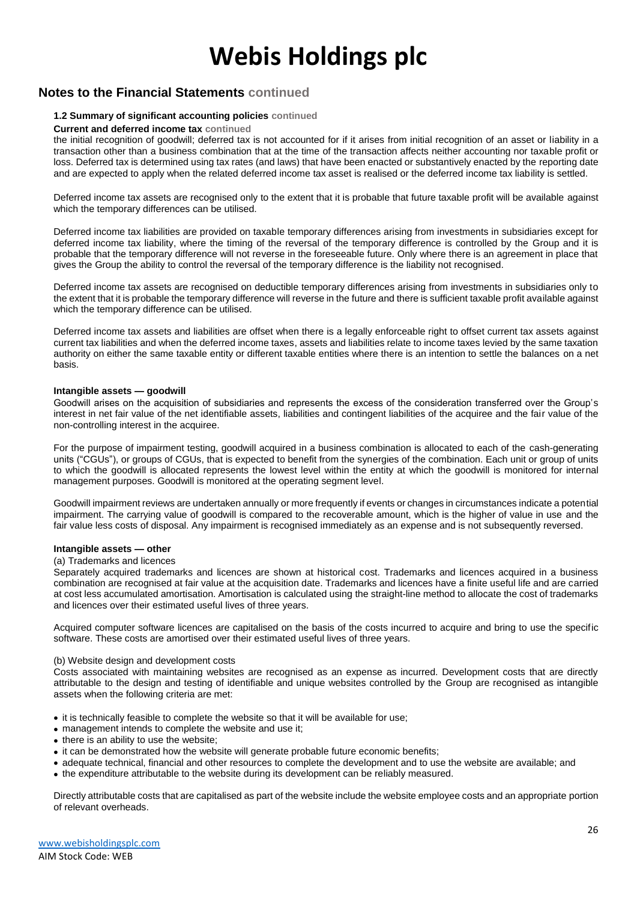## Notes to the Financial Statements continued

### 1.2 Summary of significant accounting policies continued

**Current and deferred income tax continued**

the initial recognition of goodwill; deferred tax is not accounted for if it arises from initial recognition of an asset or liability in a transaction other than a business combination that at the time of the transaction affects neither accounting nor taxable profit or loss. Deferred tax is determined using tax rates (and laws) that have been enacted or substantively enacted by the reporting date and are expected to apply when the related deferred income tax asset is realised or the deferred income tax liability is settled.

Deferred income tax assets are recognised only to the extent that it is probable that future taxable profit will be available against which the temporary differences can be utilised.

Deferred income tax liabilities are provided on taxable temporary differences arising from investments in subsidiaries except for deferred income tax liability, where the timing of the reversal of the temporary difference is controlled by the Group and it is probable that the temporary difference will not reverse in the foreseeable future. Only where there is an agreement in place that gives the Group the ability to control the reversal of the temporary difference is the liability not recognised.

Deferred income tax assets are recognised on deductible temporary differences arising from investments in subsidiaries only to the extent that it is probable the temporary difference will reverse in the future and there is sufficient taxable profit available against which the temporary difference can be utilised.

Deferred income tax assets and liabilities are offset when there is a legally enforceable right to offset current tax assets against current tax liabilities and when the deferred income taxes, assets and liabilities relate to income taxes levied by the same taxation authority on either the same taxable entity or different taxable entities where there is an intention to settle the balances on a net basis.

**Intangible assets — goodwill**

Goodwill arises on the acquisition of subsidiaries and represents the excess of the consideration transferred over the Group's interest in net fair value of the net identifiable assets, liabilities and contingent liabilities of the acquiree and the fair value of the non-controlling interest in the acquiree.

For the purpose of impairment testing, goodwill acquired in a business combination is allocated to each of the cash-generating units ("CGUs"), or groups of CGUs, that is expected to benefit from the synergies of the combination. Each unit or group of units to which the goodwill is allocated represents the lowest level within the entity at which the goodwill is monitored for internal management purposes. Goodwill is monitored at the operating segment level.

Goodwill impairment reviews are undertaken annually or more frequently if events or changes in circumstances indicate a potential impairment. The carrying value of goodwill is compared to the recoverable amount, which is the higher of value in use and the fair value less costs of disposal. Any impairment is recognised immediately as an expense and is not subsequently reversed.

**Intangible assets — other**

(a) Trademarks and licences

Separately acquired trademarks and licences are shown at historical cost. Trademarks and licences acquired in a business combination are recognised at fair value at the acquisition date. Trademarks and licences have a finite useful life and are carried at cost less accumulated amortisation. Amortisation is calculated using the straight-line method to allocate the cost of trademarks and licences over their estimated useful lives of three years.

Acquired computer software licences are capitalised on the basis of the costs incurred to acquire and bring to use the specific software. These costs are amortised over their estimated useful lives of three years.

(b) Website design and development costs

Costs associated with maintaining websites are recognised as an expense as incurred. Development costs that are directly attributable to the design and testing of identifiable and unique websites controlled by the Group are recognised as intangible assets when the following criteria are met:

- it is technically feasible to complete the website so that it will be available for use;
- management intends to complete the website and use it;
- there is an ability to use the website;
- it can be demonstrated how the website will generate probable future economic benefits;
- adequate technical, financial and other resources to complete the development and to use the website are available; and
- the expenditure attributable to the website during its development can be reliably measured.

Directly attributable costs that are capitalised as part of the website include the website employee costs and an appropriate portion of relevant overheads.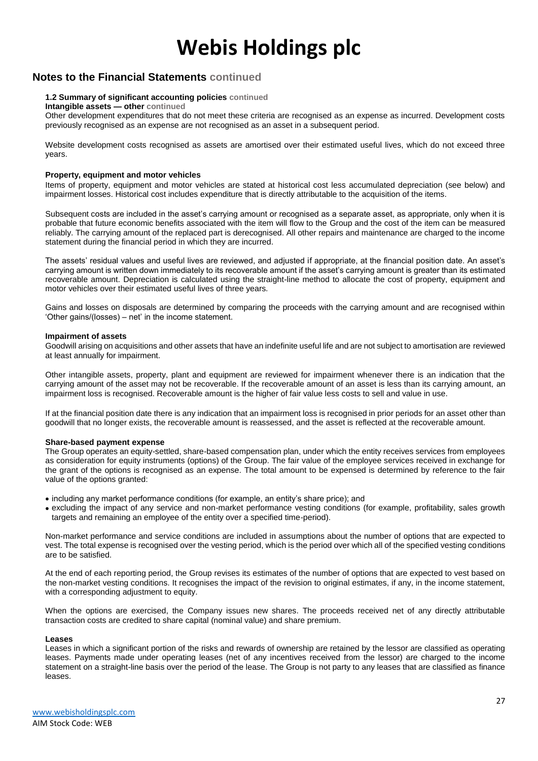## Notes to the Financial Statements continued

### 1.2 Summary of significant accounting policies continued

**Intangible assets — other continued**

Other development expenditures that do not meet these criteria are recognised as an expense as incurred. Development costs previously recognised as an expense are not recognised as an asset in a subsequent period.

Website development costs recognised as assets are amortised over their estimated useful lives, which do not exceed three years.

**Property, equipment and motor vehicles**

Items of property, equipment and motor vehicles are stated at historical cost less accumulated depreciation (see below) and impairment losses. Historical cost includes expenditure that is directly attributable to the acquisition of the items.

Subsequent costs are included in the asset's carrying amount or recognised as a separate asset, as appropriate, only when it is probable that future economic benefits associated with the item will flow to the Group and the cost of the item can be measured reliably. The carrying amount of the replaced part is derecognised. All other repairs and maintenance are charged to the income statement during the financial period in which they are incurred.

The assets' residual values and useful lives are reviewed, and adjusted if appropriate, at the financial position date. An asset's carrying amount is written down immediately to its recoverable amount if the asset's carrying amount is greater than its estimated recoverable amount. Depreciation is calculated using the straight-line method to allocate the cost of property, equipment and motor vehicles over their estimated useful lives of three years.

Gains and losses on disposals are determined by comparing the proceeds with the carrying amount and are recognised within 'Other gains/(losses) – net' in the income statement.

**Impairment of assets**

Goodwill arising on acquisitions and other assets that have an indefinite useful life and are not subject to amortisation are reviewed at least annually for impairment.

Other intangible assets, property, plant and equipment are reviewed for impairment whenever there is an indication that the carrying amount of the asset may not be recoverable. If the recoverable amount of an asset is less than its carrying amount, an impairment loss is recognised. Recoverable amount is the higher of fair value less costs to sell and value in use.

If at the financial position date there is any indication that an impairment loss is recognised in prior periods for an asset other than goodwill that no longer exists, the recoverable amount is reassessed, and the asset is reflected at the recoverable amount.

**Share-based payment expense**

The Group operates an equity-settled, share-based compensation plan, under which the entity receives services from employees as consideration for equity instruments (options) of the Group. The fair value of the employee services received in exchange for the grant of the options is recognised as an expense. The total amount to be expensed is determined by reference to the fair value of the options granted:

- including any market performance conditions (for example, an entity's share price); and
- excluding the impact of any service and non-market performance vesting conditions (for example, profitability, sales growth targets and remaining an employee of the entity over a specified time-period).

Non-market performance and service conditions are included in assumptions about the number of options that are expected to vest. The total expense is recognised over the vesting period, which is the period over which all of the specified vesting conditions are to be satisfied.

At the end of each reporting period, the Group revises its estimates of the number of options that are expected to vest based on the non-market vesting conditions. It recognises the impact of the revision to original estimates, if any, in the income statement, with a corresponding adjustment to equity.

When the options are exercised, the Company issues new shares. The proceeds received net of any directly attributable transaction costs are credited to share capital (nominal value) and share premium.

**Leases**

Leases in which a significant portion of the risks and rewards of ownership are retained by the lessor are classified as operating leases. Payments made under operating leases (net of any incentives received from the lessor) are charged to the income statement on a straight-line basis over the period of the lease. The Group is not party to any leases that are classified as finance leases.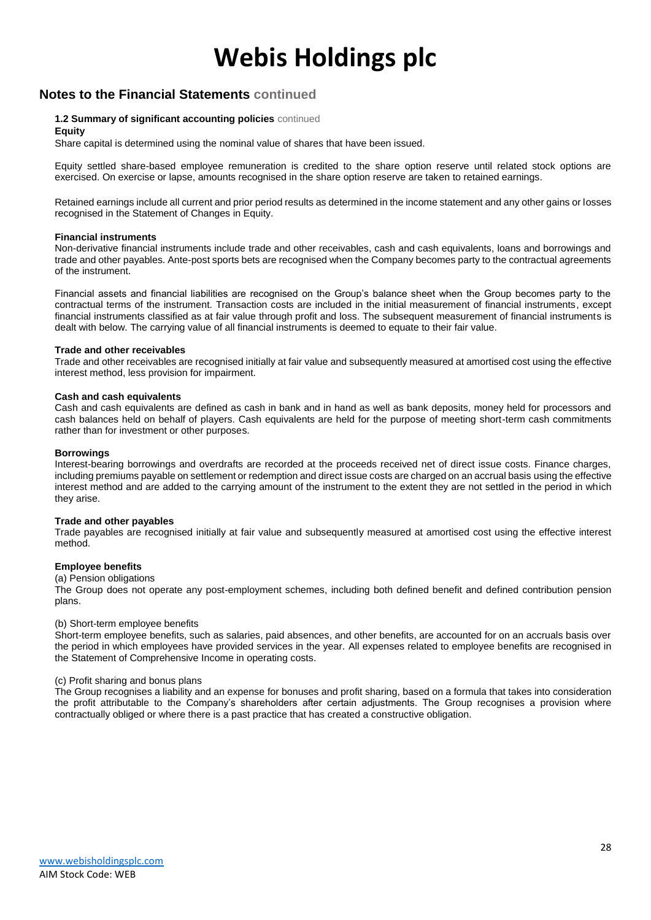## Notes to the Financial Statements continued

**1.2 Summary of significant accounting policies** continued

**Equity**

Share capital is determined using the nominal value of shares that have been issued.

Equity settled share-based employee remuneration is credited to the share option reserve until related stock options are exercised. On exercise or lapse, amounts recognised in the share option reserve are taken to retained earnings.

Retained earnings include all current and prior period results as determined in the income statement and any other gains or losses recognised in the Statement of Changes in Equity.

**Financial instruments**

Non-derivative financial instruments include trade and other receivables, cash and cash equivalents, loans and borrowings and trade and other payables. Ante-post sports bets are recognised when the Company becomes party to the contractual agreements of the instrument.

Financial assets and financial liabilities are recognised on the Group's balance sheet when the Group becomes party to the contractual terms of the instrument. Transaction costs are included in the initial measurement of financial instruments, except financial instruments classified as at fair value through profit and loss. The subsequent measurement of financial instruments is dealt with below. The carrying value of all financial instruments is deemed to equate to their fair value.

**Trade and other receivables**

Trade and other receivables are recognised initially at fair value and subsequently measured at amortised cost using the effective interest method, less provision for impairment.

**Cash and cash equivalents**

Cash and cash equivalents are defined as cash in bank and in hand as well as bank deposits, money held for processors and cash balances held on behalf of players. Cash equivalents are held for the purpose of meeting short-term cash commitments rather than for investment or other purposes.

**Borrowings**

Interest-bearing borrowings and overdrafts are recorded at the proceeds received net of direct issue costs. Finance charges, including premiums payable on settlement or redemption and direct issue costs are charged on an accrual basis using the effective interest method and are added to the carrying amount of the instrument to the extent they are not settled in the period in which they arise.

**Trade and other payables**

Trade payables are recognised initially at fair value and subsequently measured at amortised cost using the effective interest method.

**Employee benefits**

(a) Pension obligations

The Group does not operate any post-employment schemes, including both defined benefit and defined contribution pension plans.

(b) Short-term employee benefits

Short-term employee benefits, such as salaries, paid absences, and other benefits, are accounted for on an accruals basis over the period in which employees have provided services in the year. All expenses related to employee benefits are recognised in the Statement of Comprehensive Income in operating costs.

(c) Profit sharing and bonus plans

The Group recognises a liability and an expense for bonuses and profit sharing, based on a formula that takes into consideration the profit attributable to the Company's shareholders after certain adjustments. The Group recognises a provision where contractually obliged or where there is a past practice that has created a constructive obligation.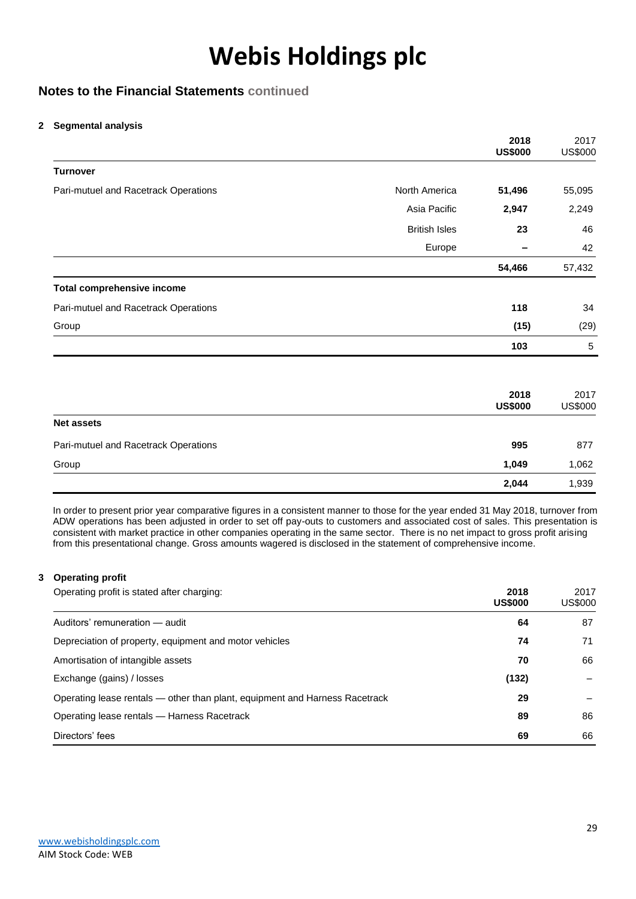# Webis Holdings plc

## Notes to the Financial Statements continued

### 2 Segmental analysis

| | | 2018 US$000 | 2017 US$000 |
|---|---|---|---|
| **Turnover** | | | |
| Pari-mutuel and Racetrack Operations | North America | **51,496** | 55,095 |
| | Asia Pacific | **2,947** | 2,249 |
| | British Isles | **23** | 46 |
| | Europe | **–** | 42 |
| | | **54,466** | 57,432 |
| **Total comprehensive income** | | | |
| Pari-mutuel and Racetrack Operations | | **118** | 34 |
| Group | | **(15)** | (29) |
| | | **103** | 5 |

| | 2018 US$000 | 2017 US$000 |
|---|---|---|
| **Net assets** | | |
| Pari-mutuel and Racetrack Operations | **995** | 877 |
| Group | **1,049** | 1,062 |
| | **2,044** | 1,939 |

In order to present prior year comparative figures in a consistent manner to those for the year ended 31 May 2018, turnover from ADW operations has been adjusted in order to set off pay-outs to customers and associated cost of sales. This presentation is consistent with market practice in other companies operating in the same sector. There is no net impact to gross profit arising from this presentational change. Gross amounts wagered is disclosed in the statement of comprehensive income.

### 3 Operating profit

| Operating profit is stated after charging: | 2018 US$000 | 2017 US$000 |
|---|---|---|
| Auditors' remuneration — audit | **64** | 87 |
| Depreciation of property, equipment and motor vehicles | **74** | 71 |
| Amortisation of intangible assets | **70** | 66 |
| Exchange (gains) / losses | **(132)** | – |
| Operating lease rentals — other than plant, equipment and Harness Racetrack | **29** | – |
| Operating lease rentals — Harness Racetrack | **89** | 86 |
| Directors' fees | **69** | 66 |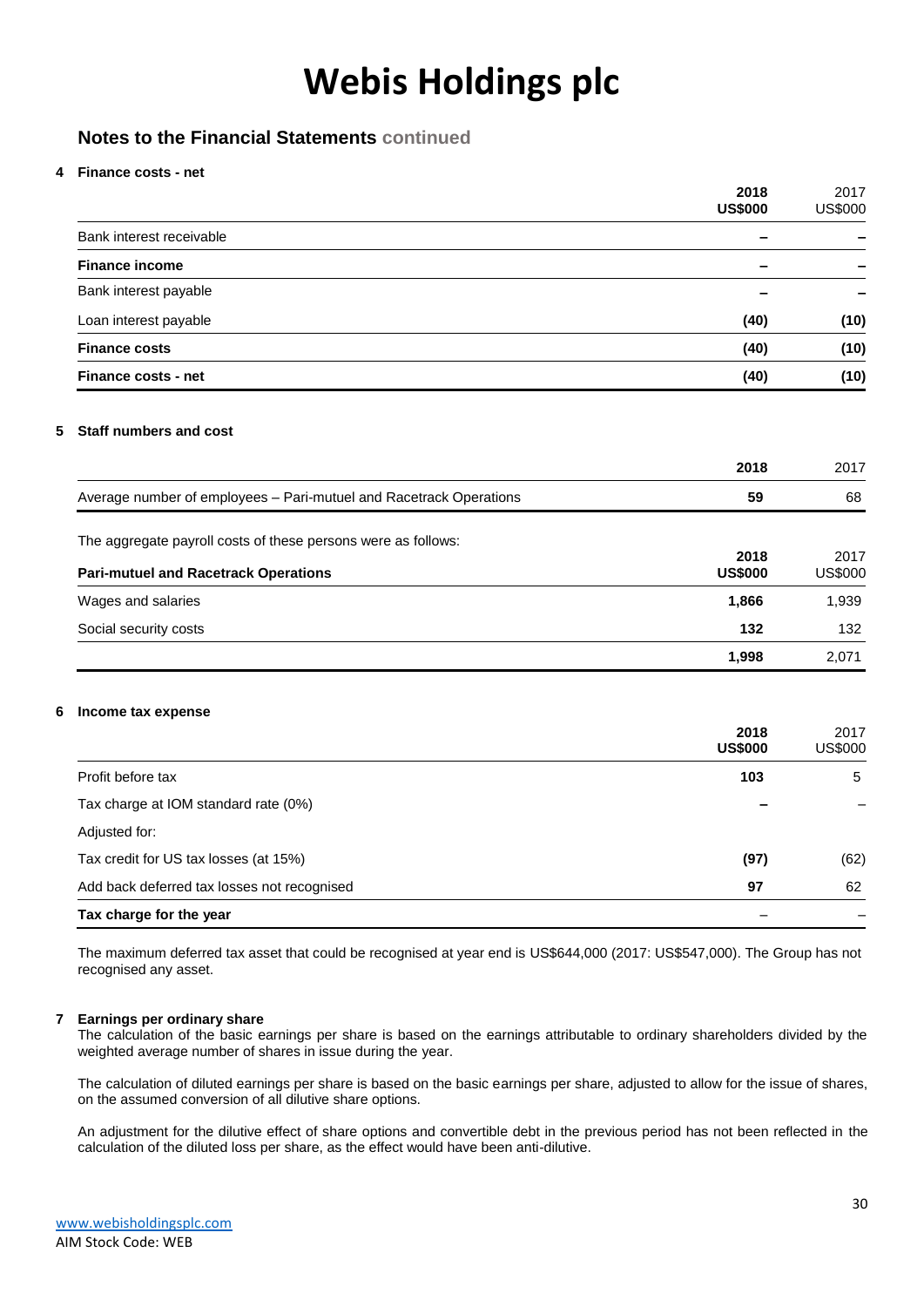## Notes to the Financial Statements continued

### 4 Finance costs - net

| | **2018 US$000** | 2017 US$000 |
|---|---|---|
| Bank interest receivable | **–** | **–** |
| **Finance income** | **–** | **–** |
| Bank interest payable | **–** | **–** |
| Loan interest payable | **(40)** | **(10)** |
| **Finance costs** | **(40)** | **(10)** |
| **Finance costs - net** | **(40)** | **(10)** |

### 5 Staff numbers and cost

| | **2018** | 2017 |
|---|---|---|
| Average number of employees – Pari-mutuel and Racetrack Operations | **59** | 68 |

The aggregate payroll costs of these persons were as follows:

| **Pari-mutuel and Racetrack Operations** | **2018 US$000** | 2017 US$000 |
|---|---|---|
| Wages and salaries | **1,866** | 1,939 |
| Social security costs | **132** | 132 |
| | **1,998** | 2,071 |

### 6 Income tax expense

| | **2018 US$000** | 2017 US$000 |
|---|---|---|
| Profit before tax | **103** | 5 |
| Tax charge at IOM standard rate (0%) | **–** | – |
| Adjusted for: | | |
| Tax credit for US tax losses (at 15%) | **(97)** | (62) |
| Add back deferred tax losses not recognised | **97** | 62 |
| **Tax charge for the year** | – | – |

The maximum deferred tax asset that could be recognised at year end is US$644,000 (2017: US$547,000). The Group has not recognised any asset.

### 7 Earnings per ordinary share

The calculation of the basic earnings per share is based on the earnings attributable to ordinary shareholders divided by the weighted average number of shares in issue during the year.

The calculation of diluted earnings per share is based on the basic earnings per share, adjusted to allow for the issue of shares, on the assumed conversion of all dilutive share options.

An adjustment for the dilutive effect of share options and convertible debt in the previous period has not been reflected in the calculation of the diluted loss per share, as the effect would have been anti-dilutive.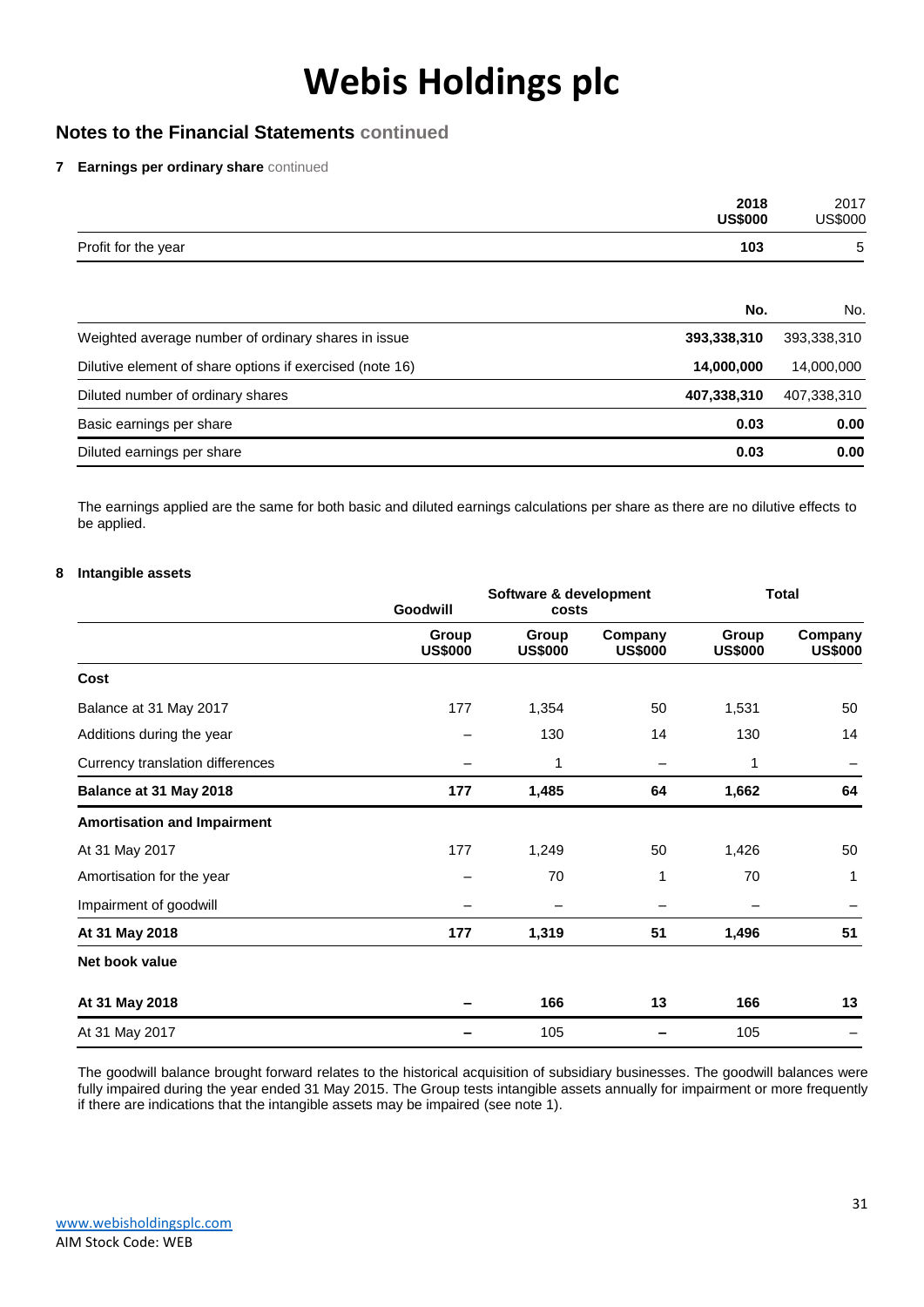# Webis Holdings plc

## Notes to the Financial Statements continued

**7 Earnings per ordinary share** continued

| | **2018 US$000** | 2017 US$000 |
|---|---|---|
| Profit for the year | **103** | 5 |

| | **No.** | No. |
|---|---|---|
| Weighted average number of ordinary shares in issue | **393,338,310** | 393,338,310 |
| Dilutive element of share options if exercised (note 16) | **14,000,000** | 14,000,000 |
| Diluted number of ordinary shares | **407,338,310** | 407,338,310 |
| Basic earnings per share | **0.03** | **0.00** |
| Diluted earnings per share | **0.03** | **0.00** |

The earnings applied are the same for both basic and diluted earnings calculations per share as there are no dilutive effects to be applied.

**8 Intangible assets**

| | **Goodwill** | **Software & development costs** | | **Total** | |
|---|---|---|---|---|---|
| | **Group US$000** | **Group US$000** | **Company US$000** | **Group US$000** | **Company US$000** |
| **Cost** | | | | | |
| Balance at 31 May 2017 | 177 | 1,354 | 50 | 1,531 | 50 |
| Additions during the year | – | 130 | 14 | 130 | 14 |
| Currency translation differences | – | 1 | – | 1 | – |
| **Balance at 31 May 2018** | **177** | **1,485** | **64** | **1,662** | **64** |
| **Amortisation and Impairment** | | | | | |
| At 31 May 2017 | 177 | 1,249 | 50 | 1,426 | 50 |
| Amortisation for the year | – | 70 | 1 | 70 | 1 |
| Impairment of goodwill | – | – | – | – | – |
| **At 31 May 2018** | **177** | **1,319** | **51** | **1,496** | **51** |
| **Net book value** | | | | | |
| **At 31 May 2018** | **–** | **166** | **13** | **166** | **13** |
| At 31 May 2017 | – | 105 | – | 105 | – |

The goodwill balance brought forward relates to the historical acquisition of subsidiary businesses. The goodwill balances were fully impaired during the year ended 31 May 2015. The Group tests intangible assets annually for impairment or more frequently if there are indications that the intangible assets may be impaired (see note 1).

www.webisholdingsplc.com
AIM Stock Code: WEB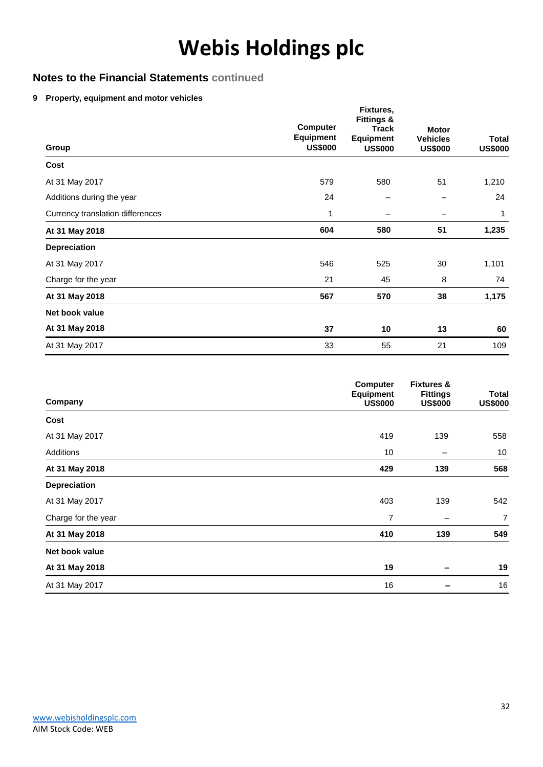# Webis Holdings plc

## Notes to the Financial Statements continued

### 9 Property, equipment and motor vehicles

| Group | Computer Equipment US$000 | Fixtures, Fittings & Track Equipment US$000 | Motor Vehicles US$000 | Total US$000 |
|---|---|---|---|---|
| **Cost** | | | | |
| At 31 May 2017 | 579 | 580 | 51 | 1,210 |
| Additions during the year | 24 | – | – | 24 |
| Currency translation differences | 1 | – | – | 1 |
| **At 31 May 2018** | **604** | **580** | **51** | **1,235** |
| **Depreciation** | | | | |
| At 31 May 2017 | 546 | 525 | 30 | 1,101 |
| Charge for the year | 21 | 45 | 8 | 74 |
| **At 31 May 2018** | **567** | **570** | **38** | **1,175** |
| **Net book value** | | | | |
| **At 31 May 2018** | **37** | **10** | **13** | **60** |
| At 31 May 2017 | 33 | 55 | 21 | 109 |

| Company | Computer Equipment US$000 | Fixtures & Fittings US$000 | Total US$000 |
|---|---|---|---|
| **Cost** | | | |
| At 31 May 2017 | 419 | 139 | 558 |
| Additions | 10 | – | 10 |
| **At 31 May 2018** | **429** | **139** | **568** |
| **Depreciation** | | | |
| At 31 May 2017 | 403 | 139 | 542 |
| Charge for the year | 7 | – | 7 |
| **At 31 May 2018** | **410** | **139** | **549** |
| **Net book value** | | | |
| **At 31 May 2018** | **19** | **–** | **19** |
| At 31 May 2017 | 16 | – | 16 |

www.webisholdingsplc.com
AIM Stock Code: WEB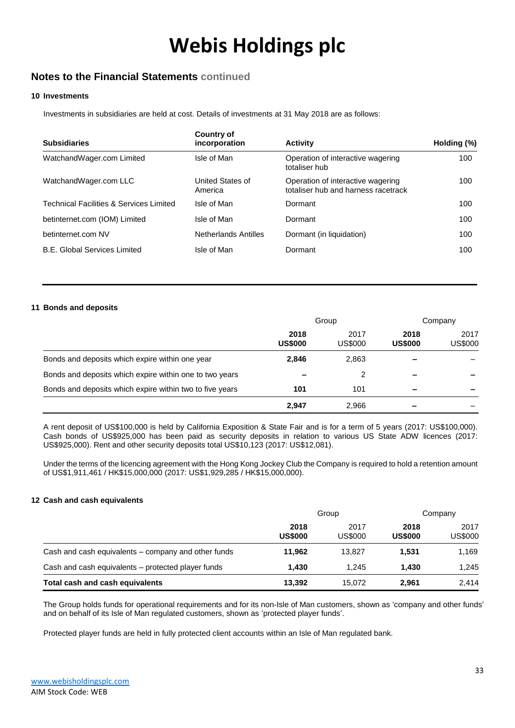# Webis Holdings plc

## Notes to the Financial Statements continued

### 10 Investments

Investments in subsidiaries are held at cost. Details of investments at 31 May 2018 are as follows:

| Subsidiaries | Country of incorporation | Activity | Holding (%) |
|---|---|---|---|
| WatchandWager.com Limited | Isle of Man | Operation of interactive wagering totaliser hub | 100 |
| WatchandWager.com LLC | United States of America | Operation of interactive wagering totaliser hub and harness racetrack | 100 |
| Technical Facilities & Services Limited | Isle of Man | Dormant | 100 |
| betinternet.com (IOM) Limited | Isle of Man | Dormant | 100 |
| betinternet.com NV | Netherlands Antilles | Dormant (in liquidation) | 100 |
| B.E. Global Services Limited | Isle of Man | Dormant | 100 |

### 11 Bonds and deposits

| | Group | | Company | |
|---|---|---|---|---|
| | **2018 US$000** | 2017 US$000 | **2018 US$000** | 2017 US$000 |
| Bonds and deposits which expire within one year | **2,846** | 2,863 | **–** | – |
| Bonds and deposits which expire within one to two years | **–** | 2 | **–** | – |
| Bonds and deposits which expire within two to five years | **101** | 101 | **–** | – |
| | **2,947** | 2,966 | **–** | – |

A rent deposit of US$100,000 is held by California Exposition & State Fair and is for a term of 5 years (2017: US$100,000). Cash bonds of US$925,000 has been paid as security deposits in relation to various US State ADW licences (2017: US$925,000). Rent and other security deposits total US$10,123 (2017: US$12,081).

Under the terms of the licencing agreement with the Hong Kong Jockey Club the Company is required to hold a retention amount of US$1,911,461 / HK$15,000,000 (2017: US$1,929,285 / HK$15,000,000).

### 12 Cash and cash equivalents

| | Group | | Company | |
|---|---|---|---|---|
| | **2018 US$000** | 2017 US$000 | **2018 US$000** | 2017 US$000 |
| Cash and cash equivalents – company and other funds | **11,962** | 13,827 | **1,531** | 1,169 |
| Cash and cash equivalents – protected player funds | **1,430** | 1,245 | **1,430** | 1,245 |
| **Total cash and cash equivalents** | **13,392** | 15,072 | **2,961** | 2,414 |

The Group holds funds for operational requirements and for its non-Isle of Man customers, shown as 'company and other funds' and on behalf of its Isle of Man regulated customers, shown as 'protected player funds'.

Protected player funds are held in fully protected client accounts within an Isle of Man regulated bank.

www.webisholdingsplc.com
AIM Stock Code: WEB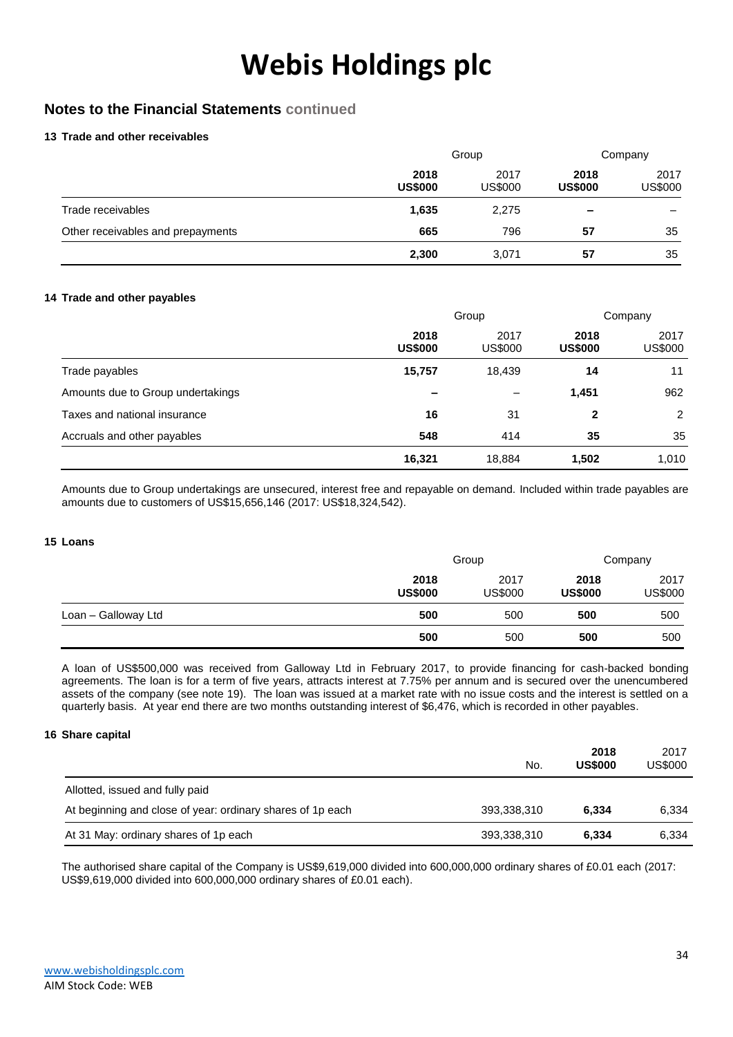# Webis Holdings plc

## Notes to the Financial Statements continued

### 13 Trade and other receivables

| | Group | | Company | |
|---|---|---|---|---|
| | **2018 US$000** | 2017 US$000 | **2018 US$000** | 2017 US$000 |
| Trade receivables | **1,635** | 2,275 | **–** | – |
| Other receivables and prepayments | **665** | 796 | **57** | 35 |
| | **2,300** | 3,071 | **57** | 35 |

### 14 Trade and other payables

| | Group | | Company | |
|---|---|---|---|---|
| | **2018 US$000** | 2017 US$000 | **2018 US$000** | 2017 US$000 |
| Trade payables | **15,757** | 18,439 | **14** | 11 |
| Amounts due to Group undertakings | **–** | – | **1,451** | 962 |
| Taxes and national insurance | **16** | 31 | **2** | 2 |
| Accruals and other payables | **548** | 414 | **35** | 35 |
| | **16,321** | 18,884 | **1,502** | 1,010 |

Amounts due to Group undertakings are unsecured, interest free and repayable on demand. Included within trade payables are amounts due to customers of US$15,656,146 (2017: US$18,324,542).

### 15 Loans

| | Group | | Company | |
|---|---|---|---|---|
| | **2018 US$000** | 2017 US$000 | **2018 US$000** | 2017 US$000 |
| Loan – Galloway Ltd | **500** | 500 | **500** | 500 |
| | **500** | 500 | **500** | 500 |

A loan of US$500,000 was received from Galloway Ltd in February 2017, to provide financing for cash-backed bonding agreements. The loan is for a term of five years, attracts interest at 7.75% per annum and is secured over the unencumbered assets of the company (see note 19). The loan was issued at a market rate with no issue costs and the interest is settled on a quarterly basis. At year end there are two months outstanding interest of $6,476, which is recorded in other payables.

### 16 Share capital

| | No. | **2018 US$000** | 2017 US$000 |
|---|---|---|---|
| Allotted, issued and fully paid | | | |
| At beginning and close of year: ordinary shares of 1p each | 393,338,310 | **6,334** | 6,334 |
| At 31 May: ordinary shares of 1p each | 393,338,310 | **6,334** | 6,334 |

The authorised share capital of the Company is US$9,619,000 divided into 600,000,000 ordinary shares of £0.01 each (2017: US$9,619,000 divided into 600,000,000 ordinary shares of £0.01 each).

www.webisholdingsplc.com
AIM Stock Code: WEB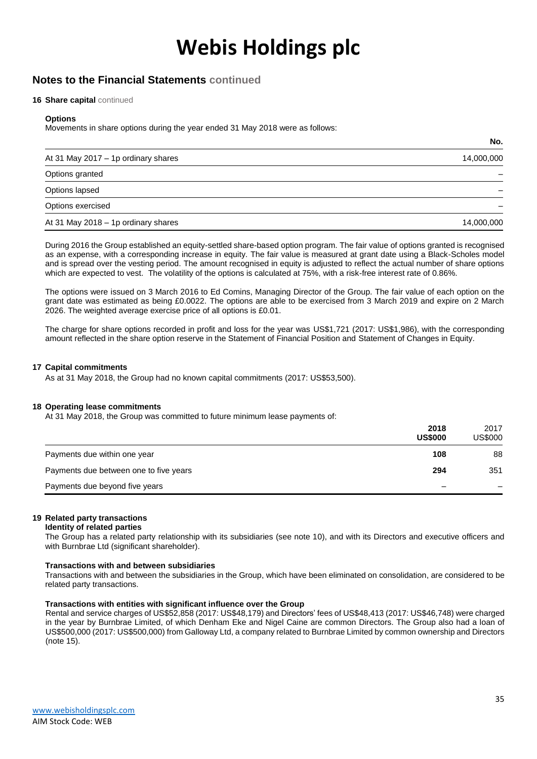# Webis Holdings plc

## Notes to the Financial Statements continued

### 16 Share capital continued

**Options**

Movements in share options during the year ended 31 May 2018 were as follows:

| | No. |
|---|---|
| At 31 May 2017 – 1p ordinary shares | 14,000,000 |
| Options granted | – |
| Options lapsed | – |
| Options exercised | – |
| At 31 May 2018 – 1p ordinary shares | 14,000,000 |

During 2016 the Group established an equity-settled share-based option program. The fair value of options granted is recognised as an expense, with a corresponding increase in equity. The fair value is measured at grant date using a Black-Scholes model and is spread over the vesting period. The amount recognised in equity is adjusted to reflect the actual number of share options which are expected to vest. The volatility of the options is calculated at 75%, with a risk-free interest rate of 0.86%.

The options were issued on 3 March 2016 to Ed Comins, Managing Director of the Group. The fair value of each option on the grant date was estimated as being £0.0022. The options are able to be exercised from 3 March 2019 and expire on 2 March 2026. The weighted average exercise price of all options is £0.01.

The charge for share options recorded in profit and loss for the year was US$1,721 (2017: US$1,986), with the corresponding amount reflected in the share option reserve in the Statement of Financial Position and Statement of Changes in Equity.

### 17 Capital commitments

As at 31 May 2018, the Group had no known capital commitments (2017: US$53,500).

### 18 Operating lease commitments

At 31 May 2018, the Group was committed to future minimum lease payments of:

| | **2018 US$000** | 2017 US$000 |
|---|---|---|
| Payments due within one year | **108** | 88 |
| Payments due between one to five years | **294** | 351 |
| Payments due beyond five years | **–** | – |

### 19 Related party transactions

**Identity of related parties**

The Group has a related party relationship with its subsidiaries (see note 10), and with its Directors and executive officers and with Burnbrae Ltd (significant shareholder).

**Transactions with and between subsidiaries**

Transactions with and between the subsidiaries in the Group, which have been eliminated on consolidation, are considered to be related party transactions.

**Transactions with entities with significant influence over the Group**

Rental and service charges of US$52,858 (2017: US$48,179) and Directors' fees of US$48,413 (2017: US$46,748) were charged in the year by Burnbrae Limited, of which Denham Eke and Nigel Caine are common Directors. The Group also had a loan of US$500,000 (2017: US$500,000) from Galloway Ltd, a company related to Burnbrae Limited by common ownership and Directors (note 15).

www.webisholdingsplc.com
AIM Stock Code: WEB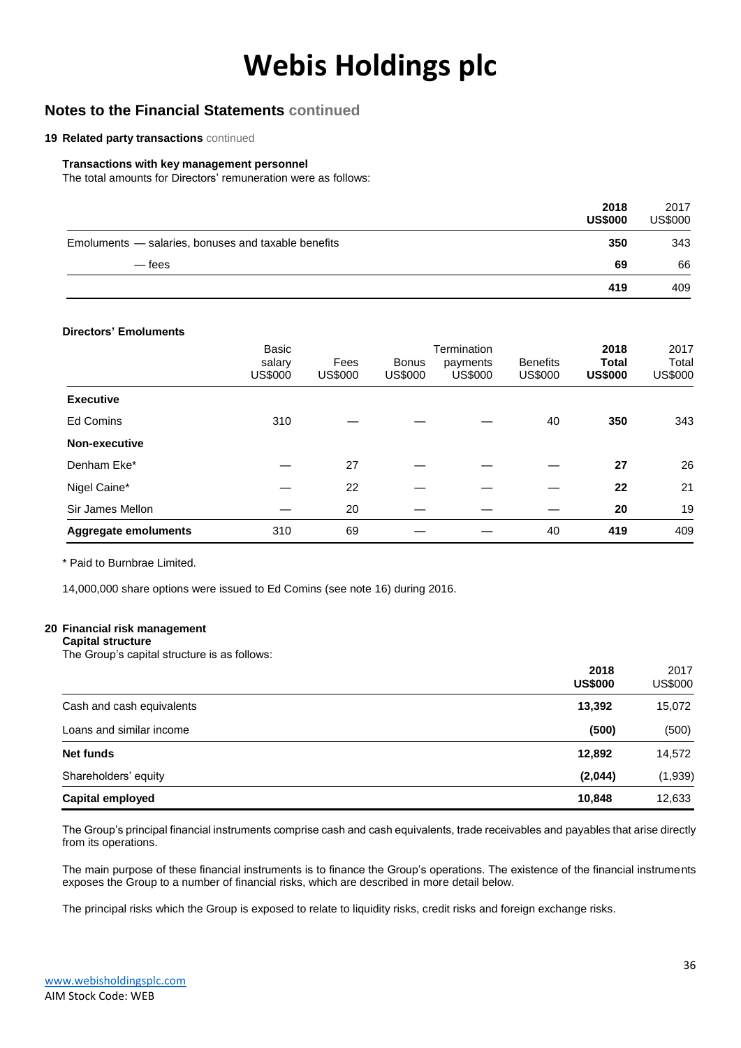# Webis Holdings plc

## Notes to the Financial Statements continued

### 19 Related party transactions continued

#### Transactions with key management personnel

The total amounts for Directors' remuneration were as follows:

| | 2018 US$000 | 2017 US$000 |
|---|---|---|
| Emoluments — salaries, bonuses and taxable benefits | **350** | 343 |
| — fees | **69** | 66 |
| | **419** | 409 |

#### Directors' Emoluments

| | Basic salary US$000 | Fees US$000 | Bonus US$000 | Termination payments US$000 | Benefits US$000 | 2018 Total US$000 | 2017 Total US$000 |
|---|---|---|---|---|---|---|---|
| **Executive** | | | | | | | |
| Ed Comins | 310 | — | — | — | 40 | **350** | 343 |
| **Non-executive** | | | | | | | |
| Denham Eke* | — | 27 | — | — | — | **27** | 26 |
| Nigel Caine* | — | 22 | — | — | — | **22** | 21 |
| Sir James Mellon | — | 20 | — | — | — | **20** | 19 |
| **Aggregate emoluments** | 310 | 69 | — | — | 40 | **419** | 409 |

* Paid to Burnbrae Limited.

14,000,000 share options were issued to Ed Comins (see note 16) during 2016.

### 20 Financial risk management

#### Capital structure

The Group's capital structure is as follows:

| | 2018 US$000 | 2017 US$000 |
|---|---|---|
| Cash and cash equivalents | **13,392** | 15,072 |
| Loans and similar income | **(500)** | (500) |
| **Net funds** | **12,892** | 14,572 |
| Shareholders' equity | **(2,044)** | (1,939) |
| **Capital employed** | **10,848** | 12,633 |

The Group's principal financial instruments comprise cash and cash equivalents, trade receivables and payables that arise directly from its operations.

The main purpose of these financial instruments is to finance the Group's operations. The existence of the financial instruments exposes the Group to a number of financial risks, which are described in more detail below.

The principal risks which the Group is exposed to relate to liquidity risks, credit risks and foreign exchange risks.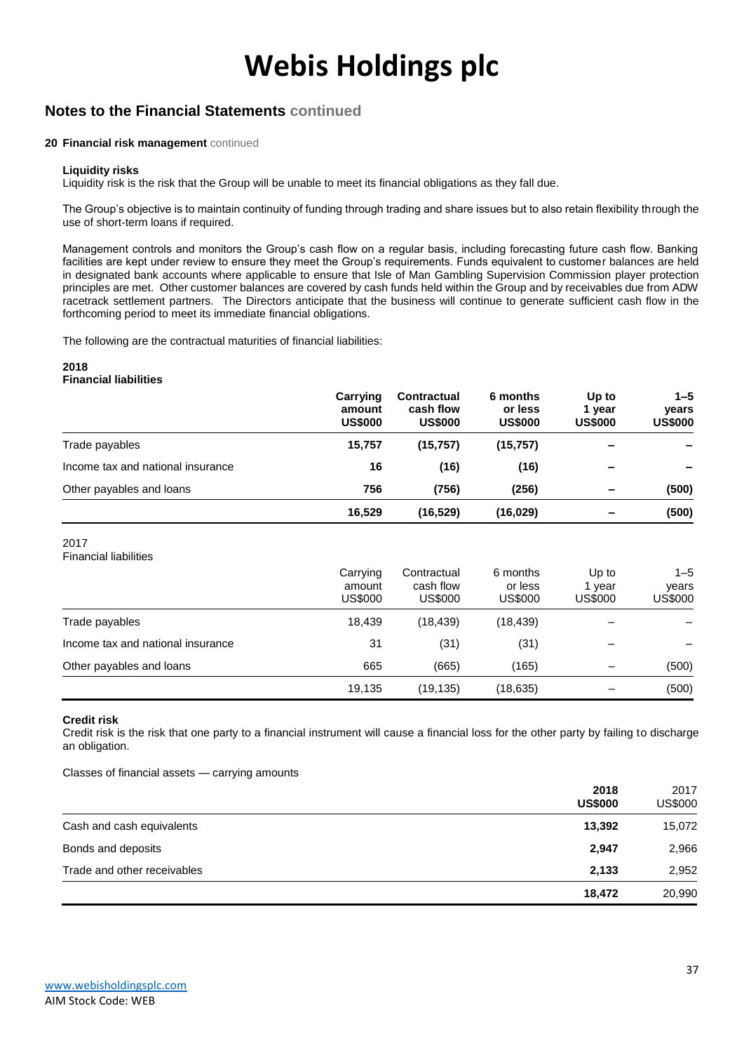# Webis Holdings plc

## Notes to the Financial Statements continued

### 20 Financial risk management continued

#### Liquidity risks

Liquidity risk is the risk that the Group will be unable to meet its financial obligations as they fall due.

The Group's objective is to maintain continuity of funding through trading and share issues but to also retain flexibility through the use of short-term loans if required.

Management controls and monitors the Group's cash flow on a regular basis, including forecasting future cash flow. Banking facilities are kept under review to ensure they meet the Group's requirements. Funds equivalent to customer balances are held in designated bank accounts where applicable to ensure that Isle of Man Gambling Supervision Commission player protection principles are met. Other customer balances are covered by cash funds held within the Group and by receivables due from ADW racetrack settlement partners. The Directors anticipate that the business will continue to generate sufficient cash flow in the forthcoming period to meet its immediate financial obligations.

The following are the contractual maturities of financial liabilities:

**2018**
**Financial liabilities**

| | Carrying amount US$000 | Contractual cash flow US$000 | 6 months or less US$000 | Up to 1 year US$000 | 1–5 years US$000 |
|---|---|---|---|---|---|
| Trade payables | **15,757** | **(15,757)** | **(15,757)** | **–** | **–** |
| Income tax and national insurance | **16** | **(16)** | **(16)** | **–** | **–** |
| Other payables and loans | **756** | **(756)** | **(256)** | **–** | **(500)** |
| | **16,529** | **(16,529)** | **(16,029)** | **–** | **(500)** |

2017
Financial liabilities

| | Carrying amount US$000 | Contractual cash flow US$000 | 6 months or less US$000 | Up to 1 year US$000 | 1–5 years US$000 |
|---|---|---|---|---|---|
| Trade payables | 18,439 | (18,439) | (18,439) | – | – |
| Income tax and national insurance | 31 | (31) | (31) | – | – |
| Other payables and loans | 665 | (665) | (165) | – | (500) |
| | 19,135 | (19,135) | (18,635) | – | (500) |

#### Credit risk

Credit risk is the risk that one party to a financial instrument will cause a financial loss for the other party by failing to discharge an obligation.

Classes of financial assets — carrying amounts

| | 2018 US$000 | 2017 US$000 |
|---|---|---|
| Cash and cash equivalents | **13,392** | 15,072 |
| Bonds and deposits | **2,947** | 2,966 |
| Trade and other receivables | **2,133** | 2,952 |
| | **18,472** | 20,990 |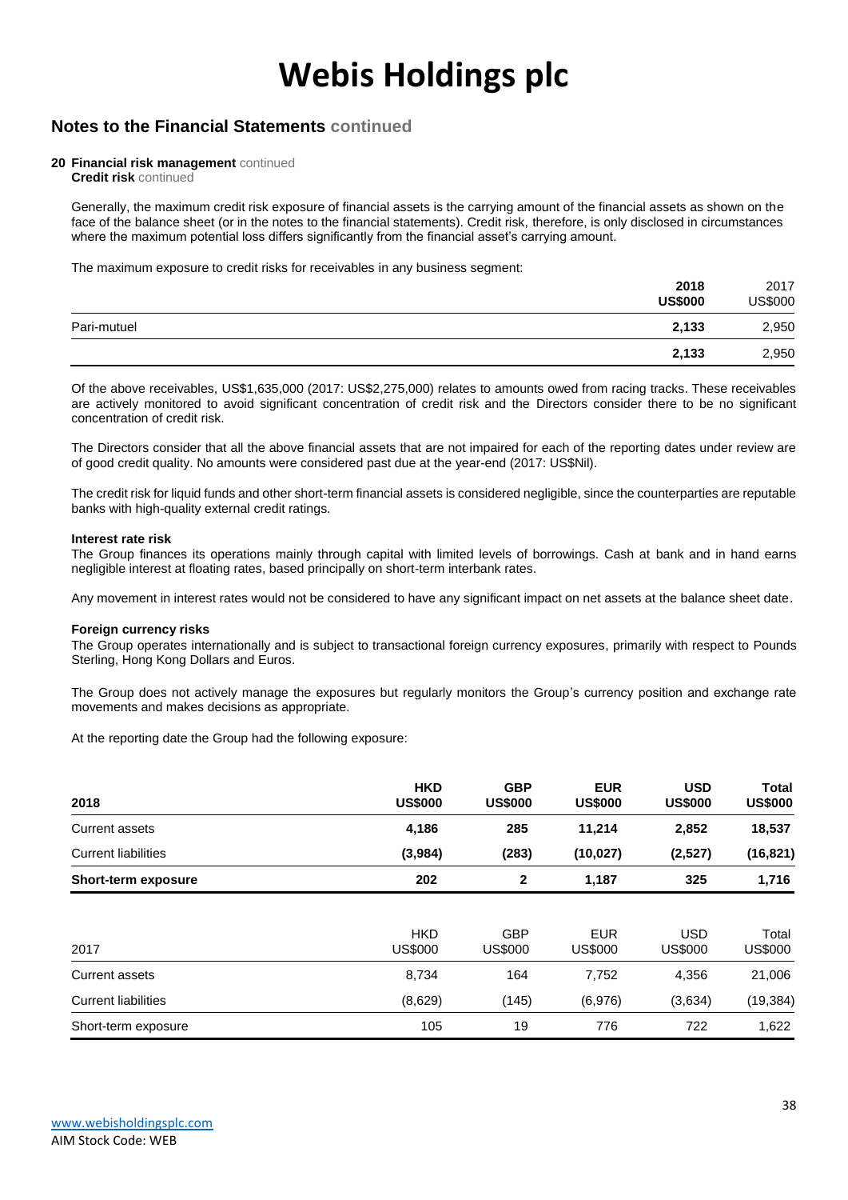# Webis Holdings plc

## Notes to the Financial Statements continued

### 20 Financial risk management continued

**Credit risk** continued

Generally, the maximum credit risk exposure of financial assets is the carrying amount of the financial assets as shown on the face of the balance sheet (or in the notes to the financial statements). Credit risk, therefore, is only disclosed in circumstances where the maximum potential loss differs significantly from the financial asset's carrying amount.

The maximum exposure to credit risks for receivables in any business segment:

| | **2018 US$000** | 2017 US$000 |
|---|---|---|
| Pari-mutuel | **2,133** | 2,950 |
| | **2,133** | 2,950 |

Of the above receivables, US$1,635,000 (2017: US$2,275,000) relates to amounts owed from racing tracks. These receivables are actively monitored to avoid significant concentration of credit risk and the Directors consider there to be no significant concentration of credit risk.

The Directors consider that all the above financial assets that are not impaired for each of the reporting dates under review are of good credit quality. No amounts were considered past due at the year-end (2017: US$Nil).

The credit risk for liquid funds and other short-term financial assets is considered negligible, since the counterparties are reputable banks with high-quality external credit ratings.

**Interest rate risk**

The Group finances its operations mainly through capital with limited levels of borrowings. Cash at bank and in hand earns negligible interest at floating rates, based principally on short-term interbank rates.

Any movement in interest rates would not be considered to have any significant impact on net assets at the balance sheet date.

**Foreign currency risks**

The Group operates internationally and is subject to transactional foreign currency exposures, primarily with respect to Pounds Sterling, Hong Kong Dollars and Euros.

The Group does not actively manage the exposures but regularly monitors the Group's currency position and exchange rate movements and makes decisions as appropriate.

At the reporting date the Group had the following exposure:

| **2018** | **HKD US$000** | **GBP US$000** | **EUR US$000** | **USD US$000** | **Total US$000** |
|---|---|---|---|---|---|
| Current assets | **4,186** | **285** | **11,214** | **2,852** | **18,537** |
| Current liabilities | **(3,984)** | **(283)** | **(10,027)** | **(2,527)** | **(16,821)** |
| **Short-term exposure** | **202** | **2** | **1,187** | **325** | **1,716** |

| 2017 | HKD US$000 | GBP US$000 | EUR US$000 | USD US$000 | Total US$000 |
|---|---|---|---|---|---|
| Current assets | 8,734 | 164 | 7,752 | 4,356 | 21,006 |
| Current liabilities | (8,629) | (145) | (6,976) | (3,634) | (19,384) |
| Short-term exposure | 105 | 19 | 776 | 722 | 1,622 |

www.webisholdingsplc.com
AIM Stock Code: WEB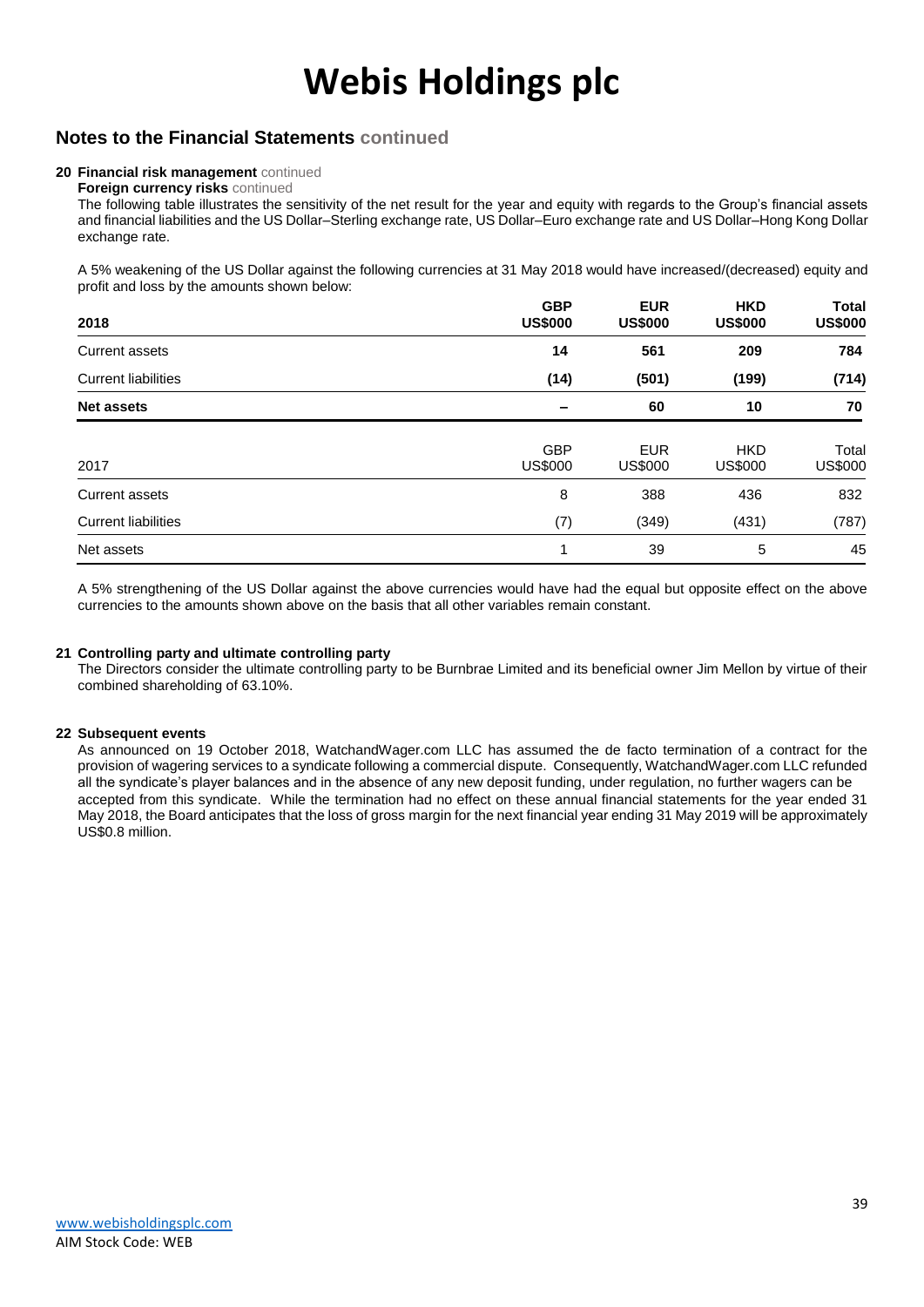# Webis Holdings plc

## Notes to the Financial Statements continued

**20 Financial risk management** continued

**Foreign currency risks** continued

The following table illustrates the sensitivity of the net result for the year and equity with regards to the Group's financial assets and financial liabilities and the US Dollar–Sterling exchange rate, US Dollar–Euro exchange rate and US Dollar–Hong Kong Dollar exchange rate.

A 5% weakening of the US Dollar against the following currencies at 31 May 2018 would have increased/(decreased) equity and profit and loss by the amounts shown below:

| **2018** | **GBP US$000** | **EUR US$000** | **HKD US$000** | **Total US$000** |
|---|---|---|---|---|
| Current assets | **14** | **561** | **209** | **784** |
| Current liabilities | **(14)** | **(501)** | **(199)** | **(714)** |
| **Net assets** | **–** | **60** | **10** | **70** |

| 2017 | GBP US$000 | EUR US$000 | HKD US$000 | Total US$000 |
|---|---|---|---|---|
| Current assets | 8 | 388 | 436 | 832 |
| Current liabilities | (7) | (349) | (431) | (787) |
| Net assets | 1 | 39 | 5 | 45 |

A 5% strengthening of the US Dollar against the above currencies would have had the equal but opposite effect on the above currencies to the amounts shown above on the basis that all other variables remain constant.

**21 Controlling party and ultimate controlling party**

The Directors consider the ultimate controlling party to be Burnbrae Limited and its beneficial owner Jim Mellon by virtue of their combined shareholding of 63.10%.

**22 Subsequent events**

As announced on 19 October 2018, WatchandWager.com LLC has assumed the de facto termination of a contract for the provision of wagering services to a syndicate following a commercial dispute. Consequently, WatchandWager.com LLC refunded all the syndicate's player balances and in the absence of any new deposit funding, under regulation, no further wagers can be accepted from this syndicate. While the termination had no effect on these annual financial statements for the year ended 31 May 2018, the Board anticipates that the loss of gross margin for the next financial year ending 31 May 2019 will be approximately US$0.8 million.

www.webisholdingsplc.com
AIM Stock Code: WEB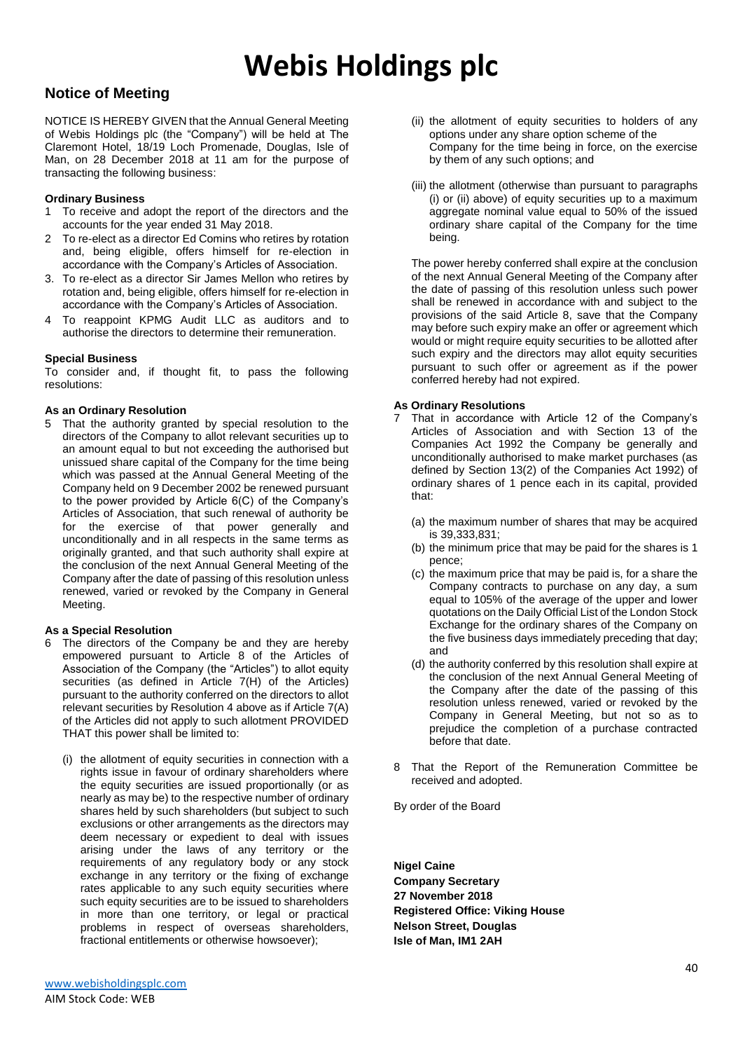# Webis Holdings plc

## Notice of Meeting

NOTICE IS HEREBY GIVEN that the Annual General Meeting of Webis Holdings plc (the "Company") will be held at The Claremont Hotel, 18/19 Loch Promenade, Douglas, Isle of Man, on 28 December 2018 at 11 am for the purpose of transacting the following business:

**Ordinary Business**

1 To receive and adopt the report of the directors and the accounts for the year ended 31 May 2018.

2 To re-elect as a director Ed Comins who retires by rotation and, being eligible, offers himself for re-election in accordance with the Company's Articles of Association.

3. To re-elect as a director Sir James Mellon who retires by rotation and, being eligible, offers himself for re-election in accordance with the Company's Articles of Association.

4 To reappoint KPMG Audit LLC as auditors and to authorise the directors to determine their remuneration.

**Special Business**

To consider and, if thought fit, to pass the following resolutions:

**As an Ordinary Resolution**

5 That the authority granted by special resolution to the directors of the Company to allot relevant securities up to an amount equal to but not exceeding the authorised but unissued share capital of the Company for the time being which was passed at the Annual General Meeting of the Company held on 9 December 2002 be renewed pursuant to the power provided by Article 6(C) of the Company's Articles of Association, that such renewal of authority be for the exercise of that power generally and unconditionally and in all respects in the same terms as originally granted, and that such authority shall expire at the conclusion of the next Annual General Meeting of the Company after the date of passing of this resolution unless renewed, varied or revoked by the Company in General Meeting.

**As a Special Resolution**

6 The directors of the Company be and they are hereby empowered pursuant to Article 8 of the Articles of Association of the Company (the "Articles") to allot equity securities (as defined in Article 7(H) of the Articles) pursuant to the authority conferred on the directors to allot relevant securities by Resolution 4 above as if Article 7(A) of the Articles did not apply to such allotment PROVIDED THAT this power shall be limited to:

(i) the allotment of equity securities in connection with a rights issue in favour of ordinary shareholders where the equity securities are issued proportionally (or as nearly as may be) to the respective number of ordinary shares held by such shareholders (but subject to such exclusions or other arrangements as the directors may deem necessary or expedient to deal with issues arising under the laws of any territory or the requirements of any regulatory body or any stock exchange in any territory or the fixing of exchange rates applicable to any such equity securities where such equity securities are to be issued to shareholders in more than one territory, or legal or practical problems in respect of overseas shareholders, fractional entitlements or otherwise howsoever);

(ii) the allotment of equity securities to holders of any options under any share option scheme of the Company for the time being in force, on the exercise by them of any such options; and

(iii) the allotment (otherwise than pursuant to paragraphs (i) or (ii) above) of equity securities up to a maximum aggregate nominal value equal to 50% of the issued ordinary share capital of the Company for the time being.

The power hereby conferred shall expire at the conclusion of the next Annual General Meeting of the Company after the date of passing of this resolution unless such power shall be renewed in accordance with and subject to the provisions of the said Article 8, save that the Company may before such expiry make an offer or agreement which would or might require equity securities to be allotted after such expiry and the directors may allot equity securities pursuant to such offer or agreement as if the power conferred hereby had not expired.

**As Ordinary Resolutions**

7 That in accordance with Article 12 of the Company's Articles of Association and with Section 13 of the Companies Act 1992 the Company be generally and unconditionally authorised to make market purchases (as defined by Section 13(2) of the Companies Act 1992) of ordinary shares of 1 pence each in its capital, provided that:

(a) the maximum number of shares that may be acquired is 39,333,831;

(b) the minimum price that may be paid for the shares is 1 pence;

(c) the maximum price that may be paid is, for a share the Company contracts to purchase on any day, a sum equal to 105% of the average of the upper and lower quotations on the Daily Official List of the London Stock Exchange for the ordinary shares of the Company on the five business days immediately preceding that day; and

(d) the authority conferred by this resolution shall expire at the conclusion of the next Annual General Meeting of the Company after the date of the passing of this resolution unless renewed, varied or revoked by the Company in General Meeting, but not so as to prejudice the completion of a purchase contracted before that date.

8 That the Report of the Remuneration Committee be received and adopted.

By order of the Board

**Nigel Caine**
**Company Secretary**
**27 November 2018**
**Registered Office: Viking House**
**Nelson Street, Douglas**
**Isle of Man, IM1 2AH**

www.webisholdingsplc.com
AIM Stock Code: WEB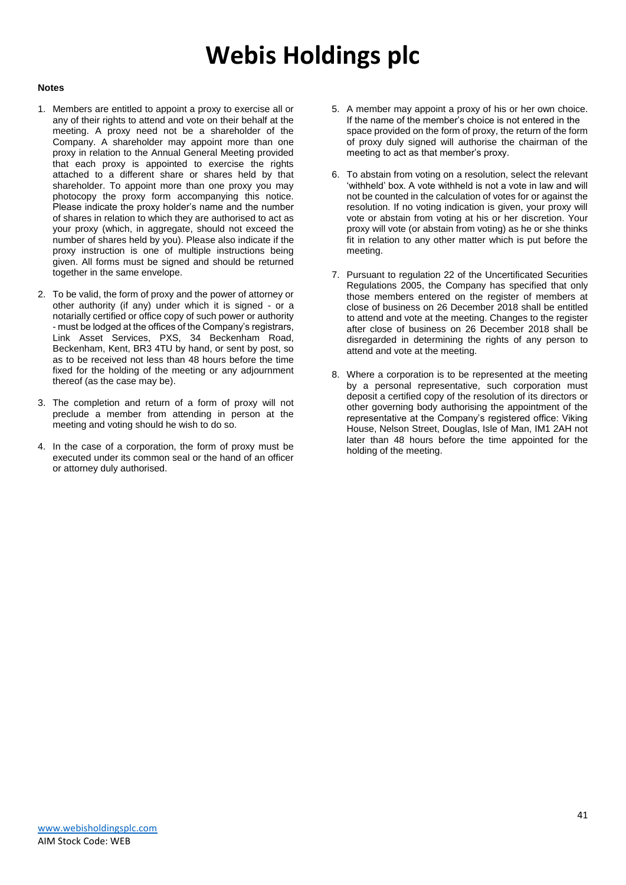**Notes**

1. Members are entitled to appoint a proxy to exercise all or any of their rights to attend and vote on their behalf at the meeting. A proxy need not be a shareholder of the Company. A shareholder may appoint more than one proxy in relation to the Annual General Meeting provided that each proxy is appointed to exercise the rights attached to a different share or shares held by that shareholder. To appoint more than one proxy you may photocopy the proxy form accompanying this notice. Please indicate the proxy holder's name and the number of shares in relation to which they are authorised to act as your proxy (which, in aggregate, should not exceed the number of shares held by you). Please also indicate if the proxy instruction is one of multiple instructions being given. All forms must be signed and should be returned together in the same envelope.

2. To be valid, the form of proxy and the power of attorney or other authority (if any) under which it is signed - or a notarially certified or office copy of such power or authority - must be lodged at the offices of the Company's registrars, Link Asset Services, PXS, 34 Beckenham Road, Beckenham, Kent, BR3 4TU by hand, or sent by post, so as to be received not less than 48 hours before the time fixed for the holding of the meeting or any adjournment thereof (as the case may be).

3. The completion and return of a form of proxy will not preclude a member from attending in person at the meeting and voting should he wish to do so.

4. In the case of a corporation, the form of proxy must be executed under its common seal or the hand of an officer or attorney duly authorised.

5. A member may appoint a proxy of his or her own choice. If the name of the member's choice is not entered in the space provided on the form of proxy, the return of the form of proxy duly signed will authorise the chairman of the meeting to act as that member's proxy.

6. To abstain from voting on a resolution, select the relevant 'withheld' box. A vote withheld is not a vote in law and will not be counted in the calculation of votes for or against the resolution. If no voting indication is given, your proxy will vote or abstain from voting at his or her discretion. Your proxy will vote (or abstain from voting) as he or she thinks fit in relation to any other matter which is put before the meeting.

7. Pursuant to regulation 22 of the Uncertificated Securities Regulations 2005, the Company has specified that only those members entered on the register of members at close of business on 26 December 2018 shall be entitled to attend and vote at the meeting. Changes to the register after close of business on 26 December 2018 shall be disregarded in determining the rights of any person to attend and vote at the meeting.

8. Where a corporation is to be represented at the meeting by a personal representative, such corporation must deposit a certified copy of the resolution of its directors or other governing body authorising the appointment of the representative at the Company's registered office: Viking House, Nelson Street, Douglas, Isle of Man, IM1 2AH not later than 48 hours before the time appointed for the holding of the meeting.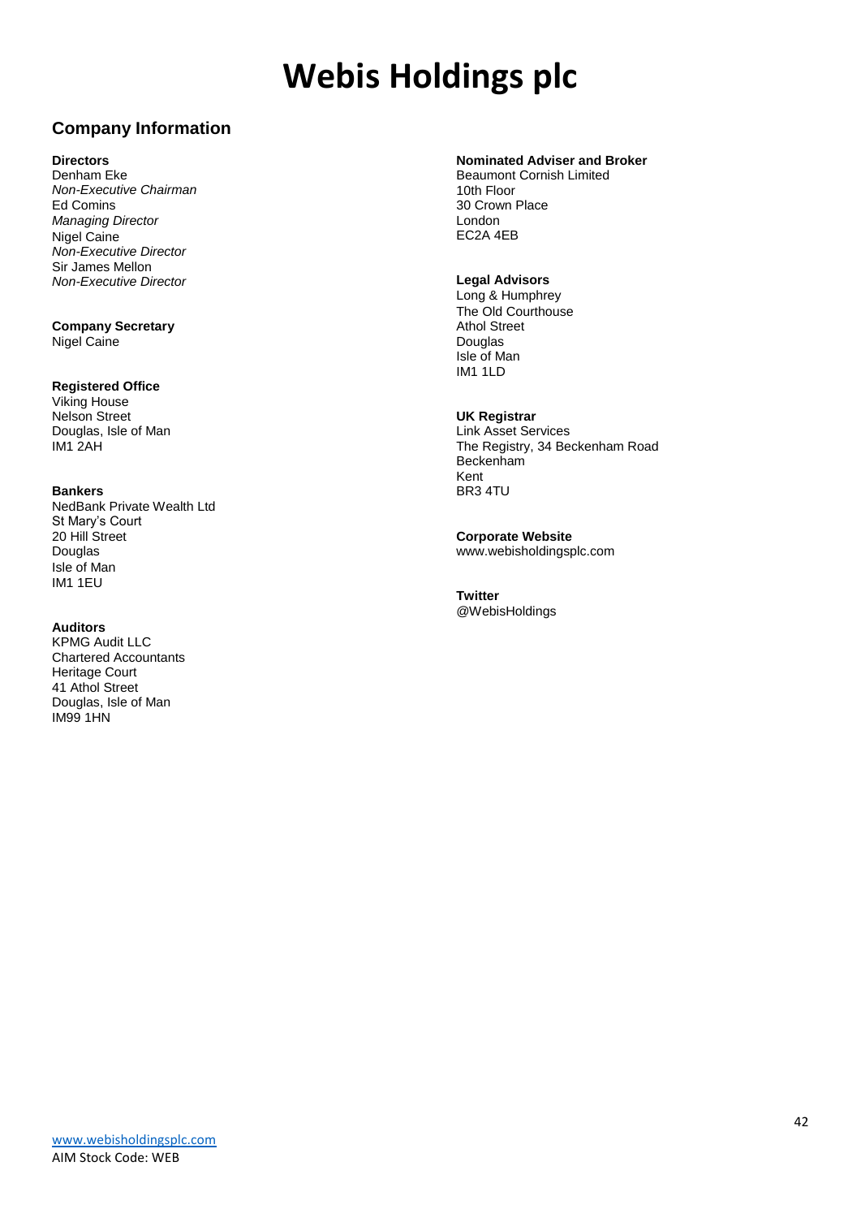# Webis Holdings plc

## Company Information

**Directors**
Denham Eke
*Non-Executive Chairman*
Ed Comins
*Managing Director*
Nigel Caine
*Non-Executive Director*
Sir James Mellon
*Non-Executive Director*

**Company Secretary**
Nigel Caine

**Registered Office**
Viking House
Nelson Street
Douglas, Isle of Man
IM1 2AH

**Bankers**
NedBank Private Wealth Ltd
St Mary's Court
20 Hill Street
Douglas
Isle of Man
IM1 1EU

**Auditors**
KPMG Audit LLC
Chartered Accountants
Heritage Court
41 Athol Street
Douglas, Isle of Man
IM99 1HN

**Nominated Adviser and Broker**
Beaumont Cornish Limited
10th Floor
30 Crown Place
London
EC2A 4EB

**Legal Advisors**
Long & Humphrey
The Old Courthouse
Athol Street
Douglas
Isle of Man
IM1 1LD

**UK Registrar**
Link Asset Services
The Registry, 34 Beckenham Road
Beckenham
Kent
BR3 4TU

**Corporate Website**
www.webisholdingsplc.com

**Twitter**
@WebisHoldings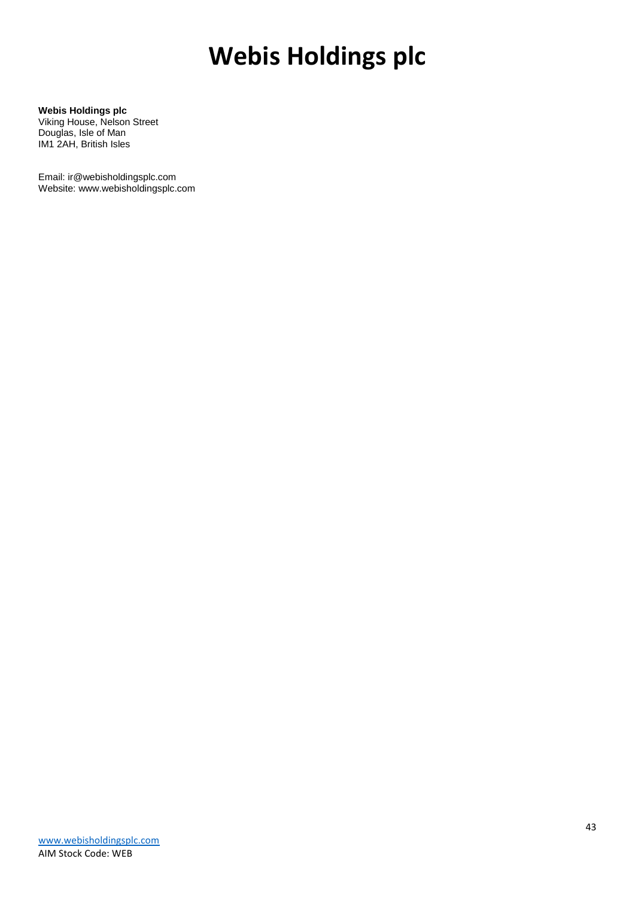# Webis Holdings plc

**Webis Holdings plc**
Viking House, Nelson Street
Douglas, Isle of Man
IM1 2AH, British Isles

Email: ir@webisholdingsplc.com
Website: www.webisholdingsplc.com